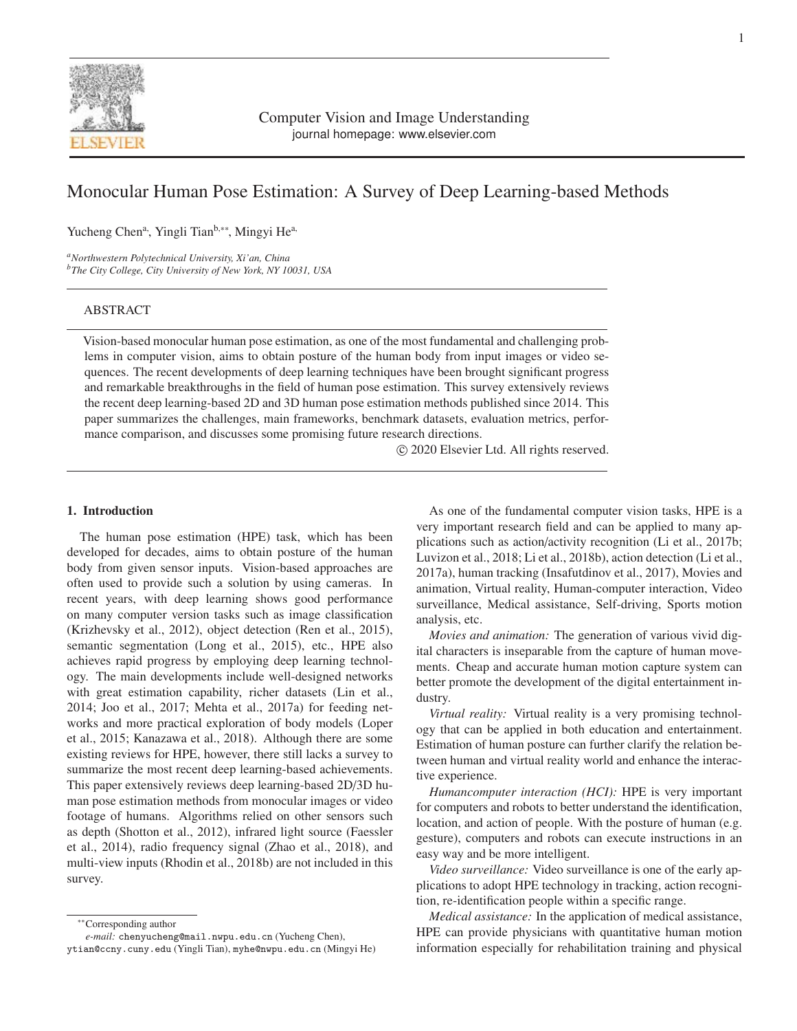Computer Vision and Image Understanding

journal homepage: www.elsevier.com

# Monocular Human Pose Estimation: A Survey of Deep Learning-based Methods

Yucheng Chen[a], Yingli Tian[b,**], Mingyi He[a,]

[a]*Northwestern Polytechnical University, Xi'an, China*
[b]*The City College, City University of New York, NY 10031, USA*

## ABSTRACT

Vision-based monocular human pose estimation, as one of the most fundamental and challenging problems in computer vision, aims to obtain posture of the human body from input images or video sequences. The recent developments of deep learning techniques have been brought significant progress and remarkable breakthroughs in the field of human pose estimation. This survey extensively reviews the recent deep learning-based 2D and 3D human pose estimation methods published since 2014. This paper summarizes the challenges, main frameworks, benchmark datasets, evaluation metrics, performance comparison, and discusses some promising future research directions.

© 2020 Elsevier Ltd. All rights reserved.

## 1. Introduction

The human pose estimation (HPE) task, which has been developed for decades, aims to obtain posture of the human body from given sensor inputs. Vision-based approaches are often used to provide such a solution by using cameras. In recent years, with deep learning shows good performance on many computer version tasks such as image classification (Krizhevsky et al., 2012), object detection (Ren et al., 2015), semantic segmentation (Long et al., 2015), etc., HPE also achieves rapid progress by employing deep learning technology. The main developments include well-designed networks with great estimation capability, richer datasets (Lin et al., 2014; Joo et al., 2017; Mehta et al., 2017a) for feeding networks and more practical exploration of body models (Loper et al., 2015; Kanazawa et al., 2018). Although there are some existing reviews for HPE, however, there still lacks a survey to summarize the most recent deep learning-based achievements. This paper extensively reviews deep learning-based 2D/3D human pose estimation methods from monocular images or video footage of humans. Algorithms relied on other sensors such as depth (Shotton et al., 2012), infrared light source (Faessler et al., 2014), radio frequency signal (Zhao et al., 2018), and multi-view inputs (Rhodin et al., 2018b) are not included in this survey.

As one of the fundamental computer vision tasks, HPE is a very important research field and can be applied to many applications such as action/activity recognition (Li et al., 2017b; Luvizon et al., 2018; Li et al., 2018b), action detection (Li et al., 2017a), human tracking (Insafutdinov et al., 2017), Movies and animation, Virtual reality, Human-computer interaction, Video surveillance, Medical assistance, Self-driving, Sports motion analysis, etc.

*Movies and animation:* The generation of various vivid digital characters is inseparable from the capture of human movements. Cheap and accurate human motion capture system can better promote the development of the digital entertainment industry.

*Virtual reality:* Virtual reality is a very promising technology that can be applied in both education and entertainment. Estimation of human posture can further clarify the relation between human and virtual reality world and enhance the interactive experience.

*Humancomputer interaction (HCI):* HPE is very important for computers and robots to better understand the identification, location, and action of people. With the posture of human (e.g. gesture), computers and robots can execute instructions in an easy way and be more intelligent.

*Video surveillance:* Video surveillance is one of the early applications to adopt HPE technology in tracking, action recognition, re-identification people within a specific range.

*Medical assistance:* In the application of medical assistance, HPE can provide physicians with quantitative human motion information especially for rehabilitation training and physical

---

**Corresponding author

*e-mail:* chenyucheng@mail.nwpu.edu.cn (Yucheng Chen), ytian@ccny.cuny.edu (Yingli Tian), myhe@nwpu.edu.cn (Mingyi He)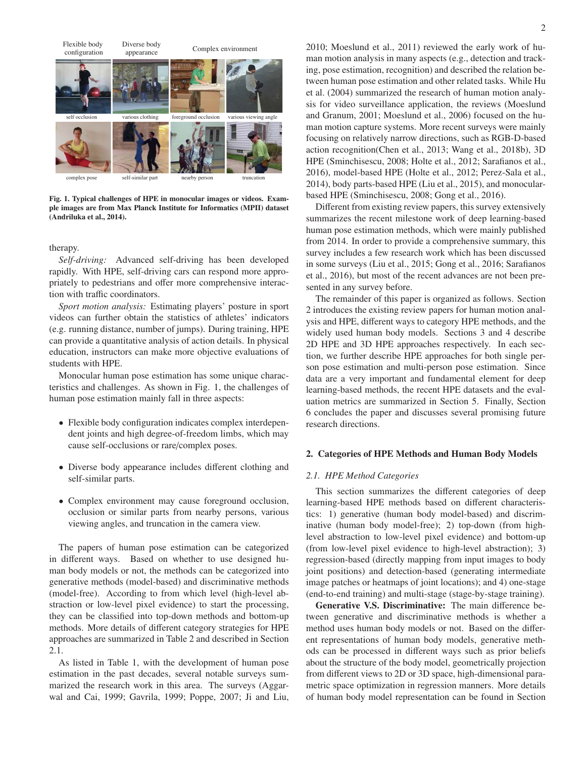Flexible body configuration | Diverse body appearance | Complex environment

self occlusion | various clothing | foreground occlusion | various viewing angle

complex pose | self-similar part | nearby person | truncation

**Fig. 1. Typical challenges of HPE in monocular images or videos. Example images are from Max Planck Institute for Informatics (MPII) dataset (Andriluka et al., 2014).**

therapy.

*Self-driving:* Advanced self-driving has been developed rapidly. With HPE, self-driving cars can respond more appropriately to pedestrians and offer more comprehensive interaction with traffic coordinators.

*Sport motion analysis:* Estimating players' posture in sport videos can further obtain the statistics of athletes' indicators (e.g. running distance, number of jumps). During training, HPE can provide a quantitative analysis of action details. In physical education, instructors can make more objective evaluations of students with HPE.

Monocular human pose estimation has some unique characteristics and challenges. As shown in Fig. 1, the challenges of human pose estimation mainly fall in three aspects:

- Flexible body configuration indicates complex interdependent joints and high degree-of-freedom limbs, which may cause self-occlusions or rare/complex poses.
- Diverse body appearance includes different clothing and self-similar parts.
- Complex environment may cause foreground occlusion, occlusion or similar parts from nearby persons, various viewing angles, and truncation in the camera view.

The papers of human pose estimation can be categorized in different ways. Based on whether to use designed human body models or not, the methods can be categorized into generative methods (model-based) and discriminative methods (model-free). According to from which level (high-level abstraction or low-level pixel evidence) to start the processing, they can be classified into top-down methods and bottom-up methods. More details of different category strategies for HPE approaches are summarized in Table 2 and described in Section 2.1.

As listed in Table 1, with the development of human pose estimation in the past decades, several notable surveys summarized the research work in this area. The surveys (Aggarwal and Cai, 1999; Gavrila, 1999; Poppe, 2007; Ji and Liu, 2010; Moeslund et al., 2011) reviewed the early work of human motion analysis in many aspects (e.g., detection and tracking, pose estimation, recognition) and described the relation between human pose estimation and other related tasks. While Hu et al. (2004) summarized the research of human motion analysis for video surveillance application, the reviews (Moeslund and Granum, 2001; Moeslund et al., 2006) focused on the human motion capture systems. More recent surveys were mainly focusing on relatively narrow directions, such as RGB-D-based action recognition(Chen et al., 2013; Wang et al., 2018b), 3D HPE (Sminchisescu, 2008; Holte et al., 2012; Sarafianos et al., 2016), model-based HPE (Holte et al., 2012; Perez-Sala et al., 2014), body parts-based HPE (Liu et al., 2015), and monocular-based HPE (Sminchisescu, 2008; Gong et al., 2016).

Different from existing review papers, this survey extensively summarizes the recent milestone work of deep learning-based human pose estimation methods, which were mainly published from 2014. In order to provide a comprehensive summary, this survey includes a few research work which has been discussed in some surveys (Liu et al., 2015; Gong et al., 2016; Sarafianos et al., 2016), but most of the recent advances are not been presented in any survey before.

The remainder of this paper is organized as follows. Section 2 introduces the existing review papers for human motion analysis and HPE, different ways to category HPE methods, and the widely used human body models. Sections 3 and 4 describe 2D HPE and 3D HPE approaches respectively. In each section, we further describe HPE approaches for both single person pose estimation and multi-person pose estimation. Since data are a very important and fundamental element for deep learning-based methods, the recent HPE datasets and the evaluation metrics are summarized in Section 5. Finally, Section 6 concludes the paper and discusses several promising future research directions.

## 2. Categories of HPE Methods and Human Body Models

### 2.1. HPE Method Categories

This section summarizes the different categories of deep learning-based HPE methods based on different characteristics: 1) generative (human body model-based) and discriminative (human body model-free); 2) top-down (from high-level abstraction to low-level pixel evidence) and bottom-up (from low-level pixel evidence to high-level abstraction); 3) regression-based (directly mapping from input images to body joint positions) and detection-based (generating intermediate image patches or heatmaps of joint locations); and 4) one-stage (end-to-end training) and multi-stage (stage-by-stage training).

**Generative V.S. Discriminative:** The main difference between generative and discriminative methods is whether a method uses human body models or not. Based on the different representations of human body models, generative methods can be processed in different ways such as prior beliefs about the structure of the body model, geometrically projection from different views to 2D or 3D space, high-dimensional parametric space optimization in regression manners. More details of human body model representation can be found in Section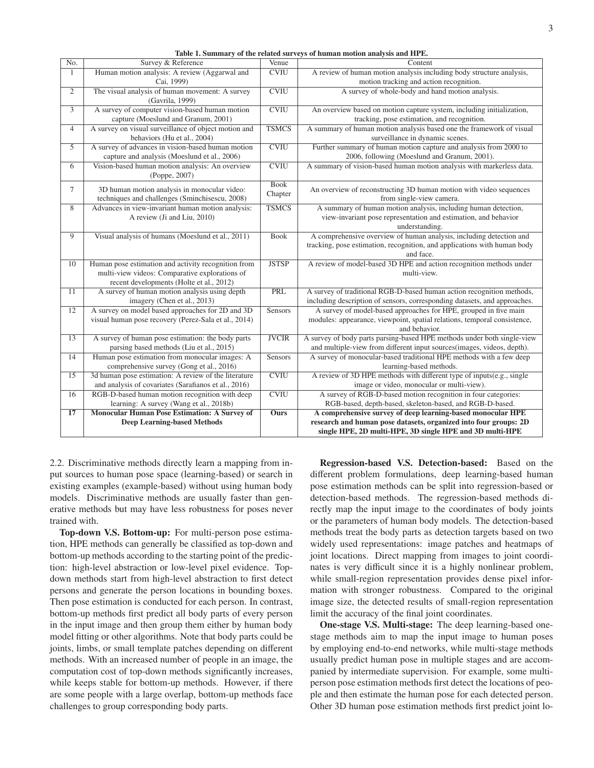Table 1. Summary of the related surveys of human motion analysis and HPE.

| No. | Survey & Reference | Venue | Content |
|---|---|---|---|
| 1 | Human motion analysis: A review (Aggarwal and Cai, 1999) | CVIU | A review of human motion analysis including body structure analysis, motion tracking and action recognition. |
| 2 | The visual analysis of human movement: A survey (Gavrila, 1999) | CVIU | A survey of whole-body and hand motion analysis. |
| 3 | A survey of computer vision-based human motion capture (Moeslund and Granum, 2001) | CVIU | An overview based on motion capture system, including initialization, tracking, pose estimation, and recognition. |
| 4 | A survey on visual surveillance of object motion and behaviors (Hu et al., 2004) | TSMCS | A summary of human motion analysis based one the framework of visual surveillance in dynamic scenes. |
| 5 | A survey of advances in vision-based human motion capture and analysis (Moeslund et al., 2006) | CVIU | Further summary of human motion capture and analysis from 2000 to 2006, following (Moeslund and Granum, 2001). |
| 6 | Vision-based human motion analysis: An overview (Poppe, 2007) | CVIU | A summary of vision-based human motion analysis with markerless data. |
| 7 | 3D human motion analysis in monocular video: techniques and challenges (Sminchisescu, 2008) | Book Chapter | An overview of reconstructing 3D human motion with video sequences from single-view camera. |
| 8 | Advances in view-invariant human motion analysis: A review (Ji and Liu, 2010) | TSMCS | A summary of human motion analysis, including human detection, view-invariant pose representation and estimation, and behavior understanding. |
| 9 | Visual analysis of humans (Moeslund et al., 2011) | Book | A comprehensive overview of human analysis, including detection and tracking, pose estimation, recognition, and applications with human body and face. |
| 10 | Human pose estimation and activity recognition from multi-view videos: Comparative explorations of recent developments (Holte et al., 2012) | JSTSP | A review of model-based 3D HPE and action recognition methods under multi-view. |
| 11 | A survey of human motion analysis using depth imagery (Chen et al., 2013) | PRL | A survey of traditional RGB-D-based human action recognition methods, including description of sensors, corresponding datasets, and approaches. |
| 12 | A survey on model based approaches for 2D and 3D visual human pose recovery (Perez-Sala et al., 2014) | Sensors | A survey of model-based approaches for HPE, grouped in five main modules: appearance, viewpoint, spatial relations, temporal consistence, and behavior. |
| 13 | A survey of human pose estimation: the body parts parsing based methods (Liu et al., 2015) | JVCIR | A survey of body parts parsing-based HPE methods under both single-view and multiple-view from different input sources(images, videos, depth). |
| 14 | Human pose estimation from monocular images: A comprehensive survey (Gong et al., 2016) | Sensors | A survey of monocular-based traditional HPE methods with a few deep learning-based methods. |
| 15 | 3d human pose estimation: A review of the literature and analysis of covariates (Sarafianos et al., 2016) | CVIU | A review of 3D HPE methods with different type of inputs(e.g., single image or video, monocular or multi-view). |
| 16 | RGB-D-based human motion recognition with deep learning: A survey (Wang et al., 2018b) | CVIU | A survey of RGB-D-based motion recognition in four categories: RGB-based, depth-based, skeleton-based, and RGB-D-based. |
| **17** | **Monocular Human Pose Estimation: A Survey of Deep Learning-based Methods** | **Ours** | **A comprehensive survey of deep learning-based monocular HPE research and human pose datasets, organized into four groups: 2D single HPE, 2D multi-HPE, 3D single HPE and 3D multi-HPE** |

2.2. Discriminative methods directly learn a mapping from input sources to human pose space (learning-based) or search in existing examples (example-based) without using human body models. Discriminative methods are usually faster than generative methods but may have less robustness for poses never trained with.

**Top-down V.S. Bottom-up:** For multi-person pose estimation, HPE methods can generally be classified as top-down and bottom-up methods according to the starting point of the prediction: high-level abstraction or low-level pixel evidence. Top-down methods start from high-level abstraction to first detect persons and generate the person locations in bounding boxes. Then pose estimation is conducted for each person. In contrast, bottom-up methods first predict all body parts of every person in the input image and then group them either by human body model fitting or other algorithms. Note that body parts could be joints, limbs, or small template patches depending on different methods. With an increased number of people in an image, the computation cost of top-down methods significantly increases, while keeps stable for bottom-up methods. However, if there are some people with a large overlap, bottom-up methods face challenges to group corresponding body parts.

**Regression-based V.S. Detection-based:** Based on the different problem formulations, deep learning-based human pose estimation methods can be split into regression-based or detection-based methods. The regression-based methods directly map the input image to the coordinates of body joints or the parameters of human body models. The detection-based methods treat the body parts as detection targets based on two widely used representations: image patches and heatmaps of joint locations. Direct mapping from images to joint coordinates is very difficult since it is a highly nonlinear problem, while small-region representation provides dense pixel information with stronger robustness. Compared to the original image size, the detected results of small-region representation limit the accuracy of the final joint coordinates.

**One-stage V.S. Multi-stage:** The deep learning-based one-stage methods aim to map the input image to human poses by employing end-to-end networks, while multi-stage methods usually predict human pose in multiple stages and are accompanied by intermediate supervision. For example, some multi-person pose estimation methods first detect the locations of people and then estimate the human pose for each detected person. Other 3D human pose estimation methods first predict joint lo-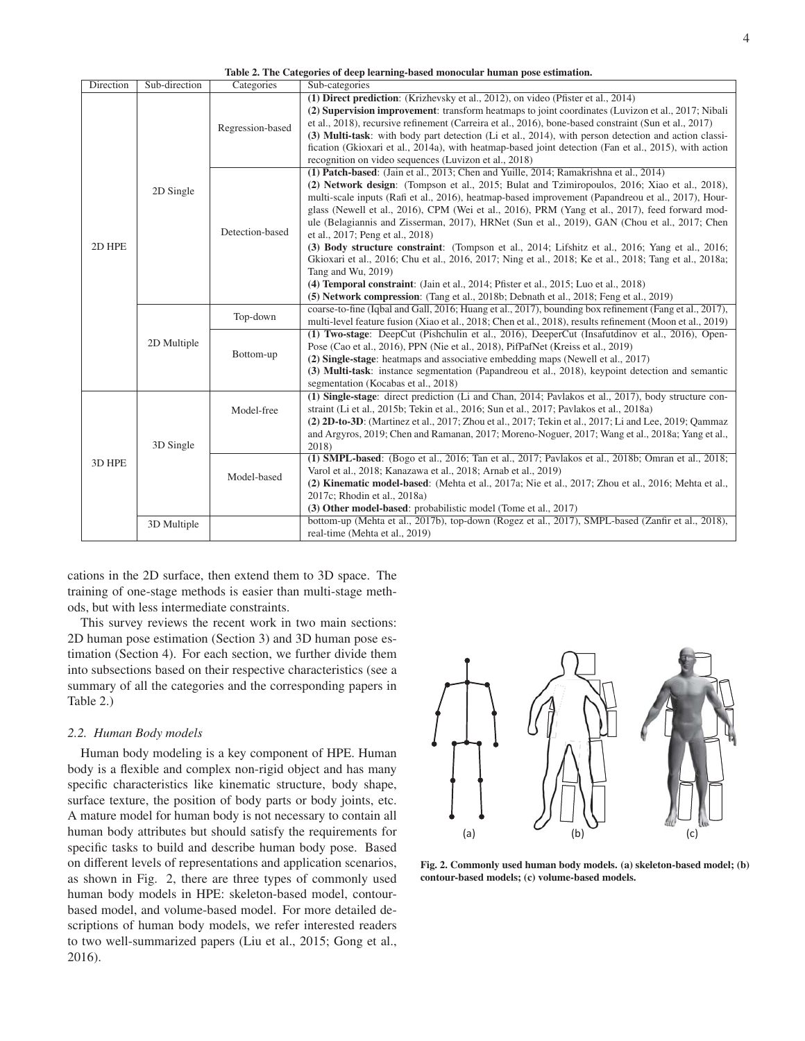**Table 2. The Categories of deep learning-based monocular human pose estimation.**

| Direction | Sub-direction | Categories | Sub-categories |
|---|---|---|---|
| 2D HPE | 2D Single | Regression-based | **(1) Direct prediction**: (Krizhevsky et al., 2012), on video (Pfister et al., 2014) **(2) Supervision improvement**: transform heatmaps to joint coordinates (Luvizon et al., 2017; Nibali et al., 2018), recursive refinement (Carreira et al., 2016), bone-based constraint (Sun et al., 2017) **(3) Multi-task**: with body part detection (Li et al., 2014), with person detection and action classification (Gkioxari et al., 2014a), with heatmap-based joint detection (Fan et al., 2015), with action recognition on video sequences (Luvizon et al., 2018) |
| | | Detection-based | **(1) Patch-based**: (Jain et al., 2013; Chen and Yuille, 2014; Ramakrishna et al., 2014) **(2) Network design**: (Tompson et al., 2015; Bulat and Tzimiropoulos, 2016; Xiao et al., 2018), multi-scale inputs (Rafi et al., 2016), heatmap-based improvement (Papandreou et al., 2017), Hourglass (Newell et al., 2016), CPM (Wei et al., 2016), PRM (Yang et al., 2017), feed forward module (Belagiannis and Zisserman, 2017), HRNet (Sun et al., 2019), GAN (Chou et al., 2017; Chen et al., 2017; Peng et al., 2018) **(3) Body structure constraint**: (Tompson et al., 2014; Lifshitz et al., 2016; Yang et al., 2016; Gkioxari et al., 2016; Chu et al., 2016, 2017; Ning et al., 2018; Ke et al., 2018; Tang et al., 2018a; Tang and Wu, 2019) **(4) Temporal constraint**: (Jain et al., 2014; Pfister et al., 2015; Luo et al., 2018) **(5) Network compression**: (Tang et al., 2018b; Debnath et al., 2018; Feng et al., 2019) |
| | 2D Multiple | Top-down | coarse-to-fine (Iqbal and Gall, 2016; Huang et al., 2017), bounding box refinement (Fang et al., 2017), multi-level feature fusion (Xiao et al., 2018; Chen et al., 2018), results refinement (Moon et al., 2019) |
| | | Bottom-up | **(1) Two-stage**: DeepCut (Pishchulin et al., 2016), DeeperCut (Insafutdinov et al., 2016), OpenPose (Cao et al., 2016), PPN (Nie et al., 2018), PifPafNet (Kreiss et al., 2019) **(2) Single-stage**: heatmaps and associative embedding maps (Newell et al., 2017) **(3) Multi-task**: instance segmentation (Papandreou et al., 2018), keypoint detection and semantic segmentation (Kocabas et al., 2018) |
| 3D HPE | 3D Single | Model-free | **(1) Single-stage**: direct prediction (Li and Chan, 2014; Pavlakos et al., 2017), body structure constraint (Li et al., 2015b; Tekin et al., 2016; Sun et al., 2017; Pavlakos et al., 2018a) **(2) 2D-to-3D**: (Martinez et al., 2017; Zhou et al., 2017; Tekin et al., 2017; Li and Lee, 2019; Qammaz and Argyros, 2019; Chen and Ramanan, 2017; Moreno-Noguer, 2017; Wang et al., 2018a; Yang et al., 2018) |
| | | Model-based | **(1) SMPL-based**: (Bogo et al., 2016; Tan et al., 2017; Pavlakos et al., 2018b; Omran et al., 2018; Varol et al., 2018; Kanazawa et al., 2018; Arnab et al., 2019) **(2) Kinematic model-based**: (Mehta et al., 2017a; Nie et al., 2017; Zhou et al., 2016; Mehta et al., 2017c; Rhodin et al., 2018a) **(3) Other model-based**: probabilistic model (Tome et al., 2017) |
| | 3D Multiple | | bottom-up (Mehta et al., 2017b), top-down (Rogez et al., 2017), SMPL-based (Zanfir et al., 2018), real-time (Mehta et al., 2019) |

cations in the 2D surface, then extend them to 3D space. The training of one-stage methods is easier than multi-stage methods, but with less intermediate constraints.

This survey reviews the recent work in two main sections: 2D human pose estimation (Section 3) and 3D human pose estimation (Section 4). For each section, we further divide them into subsections based on their respective characteristics (see a summary of all the categories and the corresponding papers in Table 2.)

### 2.2. Human Body models

Human body modeling is a key component of HPE. Human body is a flexible and complex non-rigid object and has many specific characteristics like kinematic structure, body shape, surface texture, the position of body parts or body joints, etc. A mature model for human body is not necessary to contain all human body attributes but should satisfy the requirements for specific tasks to build and describe human body pose. Based on different levels of representations and application scenarios, as shown in Fig. 2, there are three types of commonly used human body models in HPE: skeleton-based model, contour-based model, and volume-based model. For more detailed descriptions of human body models, we refer interested readers to two well-summarized papers (Liu et al., 2015; Gong et al., 2016).

**Fig. 2. Commonly used human body models. (a) skeleton-based model; (b) contour-based models; (c) volume-based models.**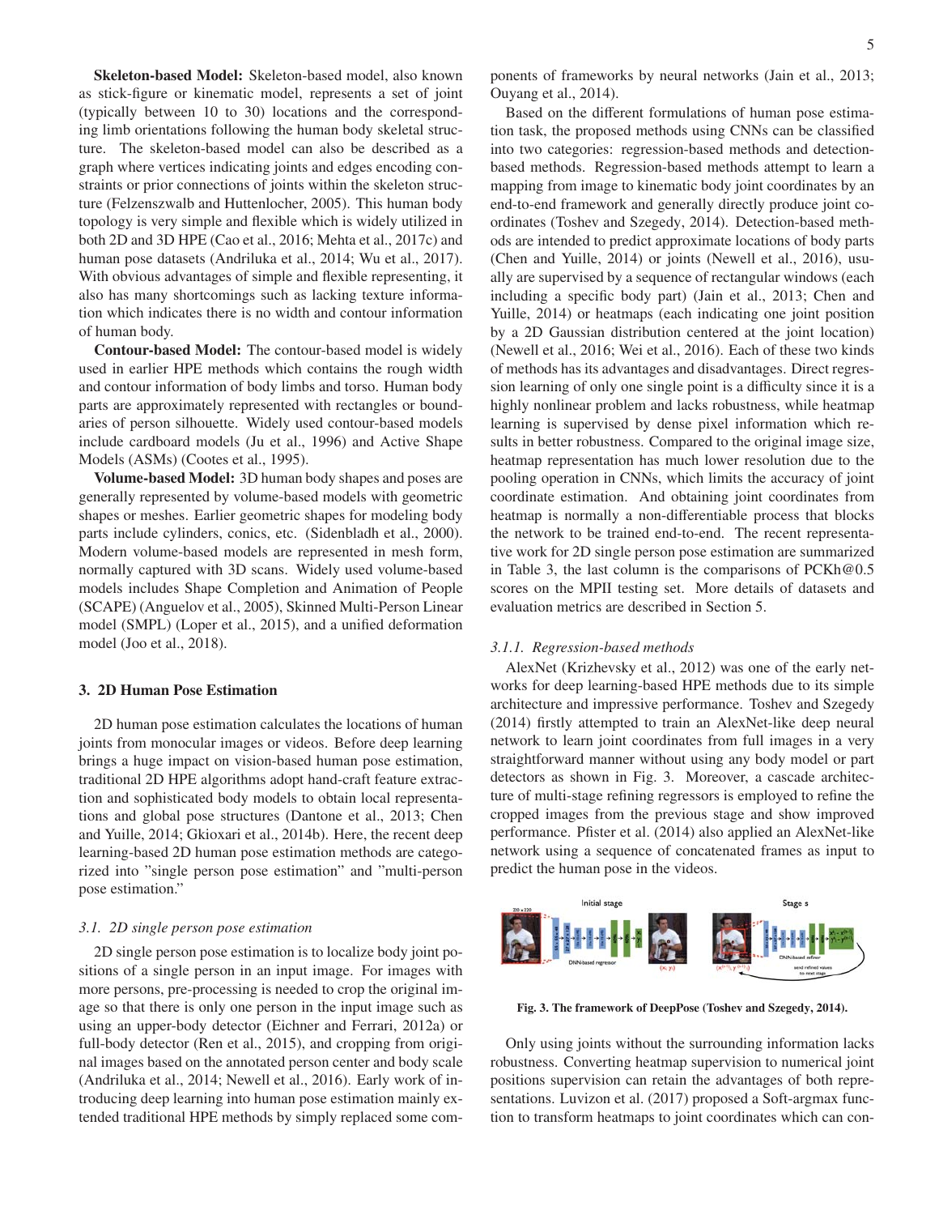**Skeleton-based Model:** Skeleton-based model, also known as stick-figure or kinematic model, represents a set of joint (typically between 10 to 30) locations and the corresponding limb orientations following the human body skeletal structure. The skeleton-based model can also be described as a graph where vertices indicating joints and edges encoding constraints or prior connections of joints within the skeleton structure (Felzenszwalb and Huttenlocher, 2005). This human body topology is very simple and flexible which is widely utilized in both 2D and 3D HPE (Cao et al., 2016; Mehta et al., 2017c) and human pose datasets (Andriluka et al., 2014; Wu et al., 2017). With obvious advantages of simple and flexible representing, it also has many shortcomings such as lacking texture information which indicates there is no width and contour information of human body.

**Contour-based Model:** The contour-based model is widely used in earlier HPE methods which contains the rough width and contour information of body limbs and torso. Human body parts are approximately represented with rectangles or boundaries of person silhouette. Widely used contour-based models include cardboard models (Ju et al., 1996) and Active Shape Models (ASMs) (Cootes et al., 1995).

**Volume-based Model:** 3D human body shapes and poses are generally represented by volume-based models with geometric shapes or meshes. Earlier geometric shapes for modeling body parts include cylinders, conics, etc. (Sidenbladh et al., 2000). Modern volume-based models are represented in mesh form, normally captured with 3D scans. Widely used volume-based models includes Shape Completion and Animation of People (SCAPE) (Anguelov et al., 2005), Skinned Multi-Person Linear model (SMPL) (Loper et al., 2015), and a unified deformation model (Joo et al., 2018).

## 3. 2D Human Pose Estimation

2D human pose estimation calculates the locations of human joints from monocular images or videos. Before deep learning brings a huge impact on vision-based human pose estimation, traditional 2D HPE algorithms adopt hand-craft feature extraction and sophisticated body models to obtain local representations and global pose structures (Dantone et al., 2013; Chen and Yuille, 2014; Gkioxari et al., 2014b). Here, the recent deep learning-based 2D human pose estimation methods are categorized into "single person pose estimation" and "multi-person pose estimation."

### *3.1. 2D single person pose estimation*

2D single person pose estimation is to localize body joint positions of a single person in an input image. For images with more persons, pre-processing is needed to crop the original image so that there is only one person in the input image such as using an upper-body detector (Eichner and Ferrari, 2012a) or full-body detector (Ren et al., 2015), and cropping from original images based on the annotated person center and body scale (Andriluka et al., 2014; Newell et al., 2016). Early work of introducing deep learning into human pose estimation mainly extended traditional HPE methods by simply replaced some components of frameworks by neural networks (Jain et al., 2013; Ouyang et al., 2014).

Based on the different formulations of human pose estimation task, the proposed methods using CNNs can be classified into two categories: regression-based methods and detection-based methods. Regression-based methods attempt to learn a mapping from image to kinematic body joint coordinates by an end-to-end framework and generally directly produce joint coordinates (Toshev and Szegedy, 2014). Detection-based methods are intended to predict approximate locations of body parts (Chen and Yuille, 2014) or joints (Newell et al., 2016), usually are supervised by a sequence of rectangular windows (each including a specific body part) (Jain et al., 2013; Chen and Yuille, 2014) or heatmaps (each indicating one joint position by a 2D Gaussian distribution centered at the joint location) (Newell et al., 2016; Wei et al., 2016). Each of these two kinds of methods has its advantages and disadvantages. Direct regression learning of only one single point is a difficulty since it is a highly nonlinear problem and lacks robustness, while heatmap learning is supervised by dense pixel information which results in better robustness. Compared to the original image size, heatmap representation has much lower resolution due to the pooling operation in CNNs, which limits the accuracy of joint coordinate estimation. And obtaining joint coordinates from heatmap is normally a non-differentiable process that blocks the network to be trained end-to-end. The recent representative work for 2D single person pose estimation are summarized in Table 3, the last column is the comparisons of PCKh@0.5 scores on the MPII testing set. More details of datasets and evaluation metrics are described in Section 5.

#### *3.1.1. Regression-based methods*

AlexNet (Krizhevsky et al., 2012) was one of the early networks for deep learning-based HPE methods due to its simple architecture and impressive performance. Toshev and Szegedy (2014) firstly attempted to train an AlexNet-like deep neural network to learn joint coordinates from full images in a very straightforward manner without using any body model or part detectors as shown in Fig. 3. Moreover, a cascade architecture of multi-stage refining regressors is employed to refine the cropped images from the previous stage and show improved performance. Pfister et al. (2014) also applied an AlexNet-like network using a sequence of concatenated frames as input to predict the human pose in the videos.

**Fig. 3. The framework of DeepPose (Toshev and Szegedy, 2014).**

Only using joints without the surrounding information lacks robustness. Converting heatmap supervision to numerical joint positions supervision can retain the advantages of both representations. Luvizon et al. (2017) proposed a Soft-argmax function to transform heatmaps to joint coordinates which can con-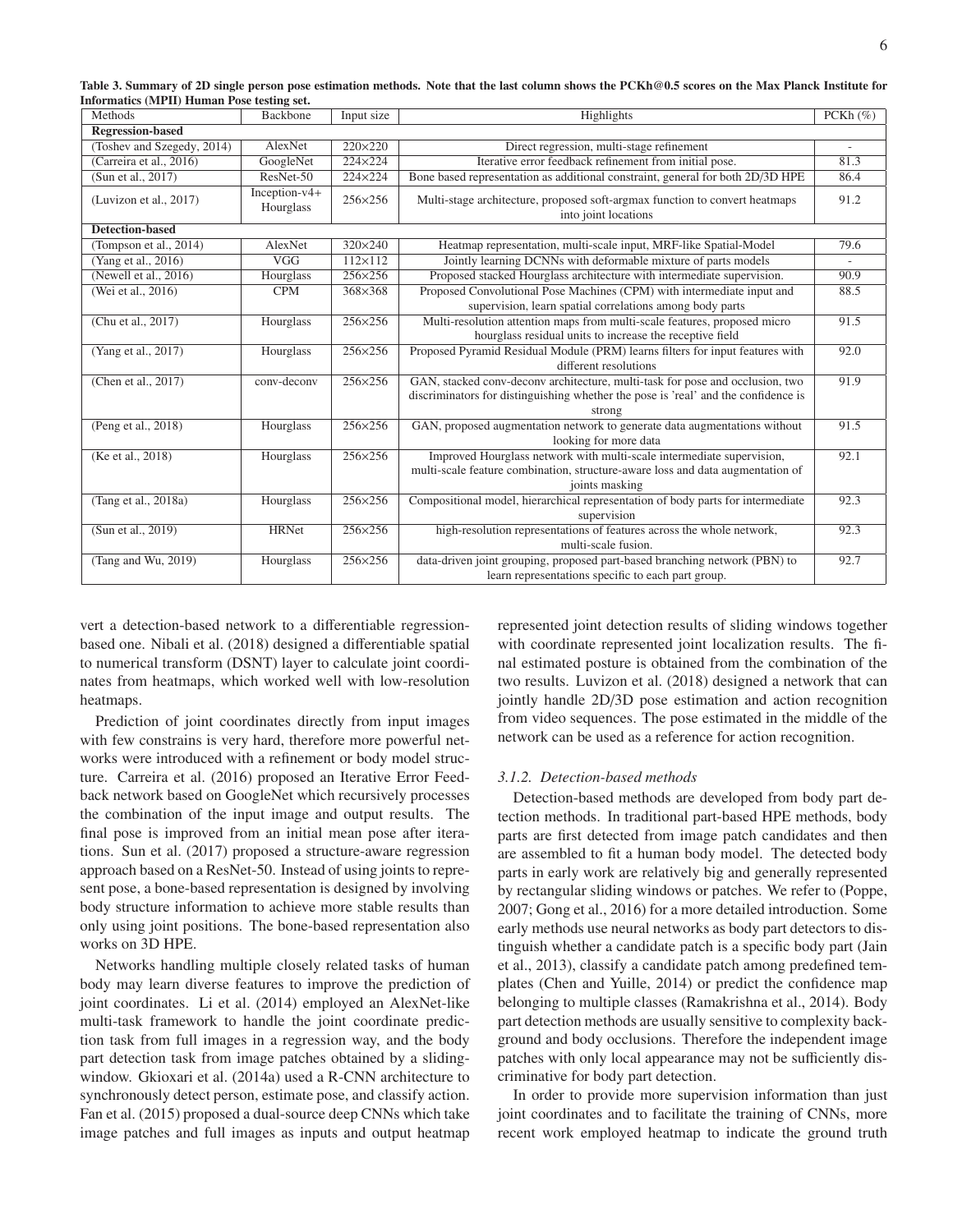**Table 3. Summary of 2D single person pose estimation methods. Note that the last column shows the PCKh@0.5 scores on the Max Planck Institute for Informatics (MPII) Human Pose testing set.**

| Methods | Backbone | Input size | Highlights | PCKh (%) |
|---|---|---|---|---|
| **Regression-based** | | | | |
| (Toshev and Szegedy, 2014) | AlexNet | 220×220 | Direct regression, multi-stage refinement | - |
| (Carreira et al., 2016) | GoogleNet | 224×224 | Iterative error feedback refinement from initial pose. | 81.3 |
| (Sun et al., 2017) | ResNet-50 | 224×224 | Bone based representation as additional constraint, general for both 2D/3D HPE | 86.4 |
| (Luvizon et al., 2017) | Inception-v4+ Hourglass | 256×256 | Multi-stage architecture, proposed soft-argmax function to convert heatmaps into joint locations | 91.2 |
| **Detection-based** | | | | |
| (Tompson et al., 2014) | AlexNet | 320×240 | Heatmap representation, multi-scale input, MRF-like Spatial-Model | 79.6 |
| (Yang et al., 2016) | VGG | 112×112 | Jointly learning DCNNs with deformable mixture of parts models | - |
| (Newell et al., 2016) | Hourglass | 256×256 | Proposed stacked Hourglass architecture with intermediate supervision. | 90.9 |
| (Wei et al., 2016) | CPM | 368×368 | Proposed Convolutional Pose Machines (CPM) with intermediate input and supervision, learn spatial correlations among body parts | 88.5 |
| (Chu et al., 2017) | Hourglass | 256×256 | Multi-resolution attention maps from multi-scale features, proposed micro hourglass residual units to increase the receptive field | 91.5 |
| (Yang et al., 2017) | Hourglass | 256×256 | Proposed Pyramid Residual Module (PRM) learns filters for input features with different resolutions | 92.0 |
| (Chen et al., 2017) | conv-deconv | 256×256 | GAN, stacked conv-deconv architecture, multi-task for pose and occlusion, two discriminators for distinguishing whether the pose is 'real' and the confidence is strong | 91.9 |
| (Peng et al., 2018) | Hourglass | 256×256 | GAN, proposed augmentation network to generate data augmentations without looking for more data | 91.5 |
| (Ke et al., 2018) | Hourglass | 256×256 | Improved Hourglass network with multi-scale intermediate supervision, multi-scale feature combination, structure-aware loss and data augmentation of joints masking | 92.1 |
| (Tang et al., 2018a) | Hourglass | 256×256 | Compositional model, hierarchical representation of body parts for intermediate supervision | 92.3 |
| (Sun et al., 2019) | HRNet | 256×256 | high-resolution representations of features across the whole network, multi-scale fusion. | 92.3 |
| (Tang and Wu, 2019) | Hourglass | 256×256 | data-driven joint grouping, proposed part-based branching network (PBN) to learn representations specific to each part group. | 92.7 |

vert a detection-based network to a differentiable regression-based one. Nibali et al. (2018) designed a differentiable spatial to numerical transform (DSNT) layer to calculate joint coordinates from heatmaps, which worked well with low-resolution heatmaps.

Prediction of joint coordinates directly from input images with few constrains is very hard, therefore more powerful networks were introduced with a refinement or body model structure. Carreira et al. (2016) proposed an Iterative Error Feedback network based on GoogleNet which recursively processes the combination of the input image and output results. The final pose is improved from an initial mean pose after iterations. Sun et al. (2017) proposed a structure-aware regression approach based on a ResNet-50. Instead of using joints to represent pose, a bone-based representation is designed by involving body structure information to achieve more stable results than only using joint positions. The bone-based representation also works on 3D HPE.

Networks handling multiple closely related tasks of human body may learn diverse features to improve the prediction of joint coordinates. Li et al. (2014) employed an AlexNet-like multi-task framework to handle the joint coordinate prediction task from full images in a regression way, and the body part detection task from image patches obtained by a sliding-window. Gkioxari et al. (2014a) used a R-CNN architecture to synchronously detect person, estimate pose, and classify action. Fan et al. (2015) proposed a dual-source deep CNNs which take image patches and full images as inputs and output heatmap represented joint detection results of sliding windows together with coordinate represented joint localization results. The final estimated posture is obtained from the combination of the two results. Luvizon et al. (2018) designed a network that can jointly handle 2D/3D pose estimation and action recognition from video sequences. The pose estimated in the middle of the network can be used as a reference for action recognition.

### *3.1.2. Detection-based methods*

Detection-based methods are developed from body part detection methods. In traditional part-based HPE methods, body parts are first detected from image patch candidates and then are assembled to fit a human body model. The detected body parts in early work are relatively big and generally represented by rectangular sliding windows or patches. We refer to (Poppe, 2007; Gong et al., 2016) for a more detailed introduction. Some early methods use neural networks as body part detectors to distinguish whether a candidate patch is a specific body part (Jain et al., 2013), classify a candidate patch among predefined templates (Chen and Yuille, 2014) or predict the confidence map belonging to multiple classes (Ramakrishna et al., 2014). Body part detection methods are usually sensitive to complexity background and body occlusions. Therefore the independent image patches with only local appearance may not be sufficiently discriminative for body part detection.

In order to provide more supervision information than just joint coordinates and to facilitate the training of CNNs, more recent work employed heatmap to indicate the ground truth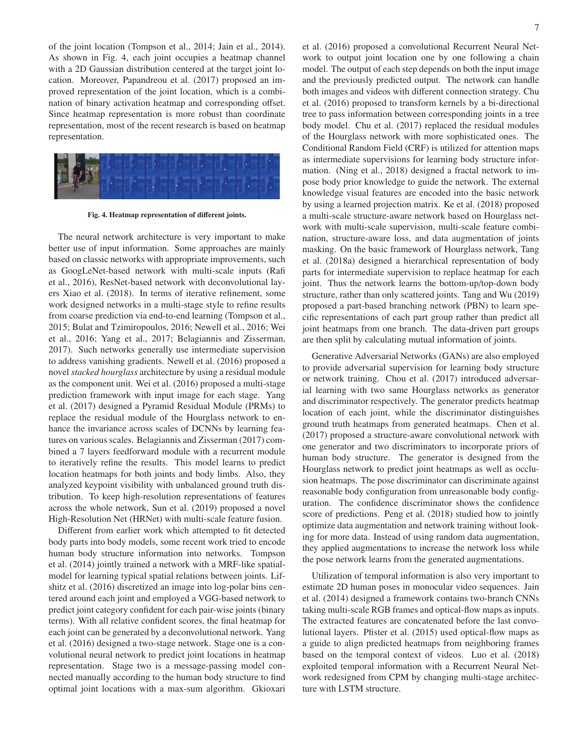of the joint location (Tompson et al., 2014; Jain et al., 2014). As shown in Fig. 4, each joint occupies a heatmap channel with a 2D Gaussian distribution centered at the target joint location. Moreover, Papandreou et al. (2017) proposed an improved representation of the joint location, which is a combination of binary activation heatmap and corresponding offset. Since heatmap representation is more robust than coordinate representation, most of the recent research is based on heatmap representation.

**Fig. 4. Heatmap representation of different joints.**

The neural network architecture is very important to make better use of input information. Some approaches are mainly based on classic networks with appropriate improvements, such as GoogLeNet-based network with multi-scale inputs (Rafi et al., 2016), ResNet-based network with deconvolutional layers Xiao et al. (2018). In terms of iterative refinement, some work designed networks in a multi-stage style to refine results from coarse prediction via end-to-end learning (Tompson et al., 2015; Bulat and Tzimiropoulos, 2016; Newell et al., 2016; Wei et al., 2016; Yang et al., 2017; Belagiannis and Zisserman, 2017). Such networks generally use intermediate supervision to address vanishing gradients. Newell et al. (2016) proposed a novel *stacked hourglass* architecture by using a residual module as the component unit. Wei et al. (2016) proposed a multi-stage prediction framework with input image for each stage. Yang et al. (2017) designed a Pyramid Residual Module (PRMs) to replace the residual module of the Hourglass network to enhance the invariance across scales of DCNNs by learning features on various scales. Belagiannis and Zisserman (2017) combined a 7 layers feedforward module with a recurrent module to iteratively refine the results. This model learns to predict location heatmaps for both joints and body limbs. Also, they analyzed keypoint visibility with unbalanced ground truth distribution. To keep high-resolution representations of features across the whole network, Sun et al. (2019) proposed a novel High-Resolution Net (HRNet) with multi-scale feature fusion.

Different from earlier work which attempted to fit detected body parts into body models, some recent work tried to encode human body structure information into networks. Tompson et al. (2014) jointly trained a network with a MRF-like spatial-model for learning typical spatial relations between joints. Lifshitz et al. (2016) discretized an image into log-polar bins centered around each joint and employed a VGG-based network to predict joint category confident for each pair-wise joints (binary terms). With all relative confident scores, the final heatmap for each joint can be generated by a deconvolutional network. Yang et al. (2016) designed a two-stage network. Stage one is a convolutional neural network to predict joint locations in heatmap representation. Stage two is a message-passing model connected manually according to the human body structure to find optimal joint locations with a max-sum algorithm. Gkioxari et al. (2016) proposed a convolutional Recurrent Neural Network to output joint location one by one following a chain model. The output of each step depends on both the input image and the previously predicted output. The network can handle both images and videos with different connection strategy. Chu et al. (2016) proposed to transform kernels by a bi-directional tree to pass information between corresponding joints in a tree body model. Chu et al. (2017) replaced the residual modules of the Hourglass network with more sophisticated ones. The Conditional Random Field (CRF) is utilized for attention maps as intermediate supervisions for learning body structure information. (Ning et al., 2018) designed a fractal network to impose body prior knowledge to guide the network. The external knowledge visual features are encoded into the basic network by using a learned projection matrix. Ke et al. (2018) proposed a multi-scale structure-aware network based on Hourglass network with multi-scale supervision, multi-scale feature combination, structure-aware loss, and data augmentation of joints masking. On the basic framework of Hourglass network, Tang et al. (2018a) designed a hierarchical representation of body parts for intermediate supervision to replace heatmap for each joint. Thus the network learns the bottom-up/top-down body structure, rather than only scattered joints. Tang and Wu (2019) proposed a part-based branching network (PBN) to learn specific representations of each part group rather than predict all joint heatmaps from one branch. The data-driven part groups are then split by calculating mutual information of joints.

Generative Adversarial Networks (GANs) are also employed to provide adversarial supervision for learning body structure or network training. Chou et al. (2017) introduced adversarial learning with two same Hourglass networks as generator and discriminator respectively. The generator predicts heatmap location of each joint, while the discriminator distinguishes ground truth heatmaps from generated heatmaps. Chen et al. (2017) proposed a structure-aware convolutional network with one generator and two discriminators to incorporate priors of human body structure. The generator is designed from the Hourglass network to predict joint heatmaps as well as occlusion heatmaps. The pose discriminator can discriminate against reasonable body configuration from unreasonable body configuration. The confidence discriminator shows the confidence score of predictions. Peng et al. (2018) studied how to jointly optimize data augmentation and network training without looking for more data. Instead of using random data augmentation, they applied augmentations to increase the network loss while the pose network learns from the generated augmentations.

Utilization of temporal information is also very important to estimate 2D human poses in monocular video sequences. Jain et al. (2014) designed a framework contains two-branch CNNs taking multi-scale RGB frames and optical-flow maps as inputs. The extracted features are concatenated before the last convolutional layers. Pfister et al. (2015) used optical-flow maps as a guide to align predicted heatmaps from neighboring frames based on the temporal context of videos. Luo et al. (2018) exploited temporal information with a Recurrent Neural Network redesigned from CPM by changing multi-stage architecture with LSTM structure.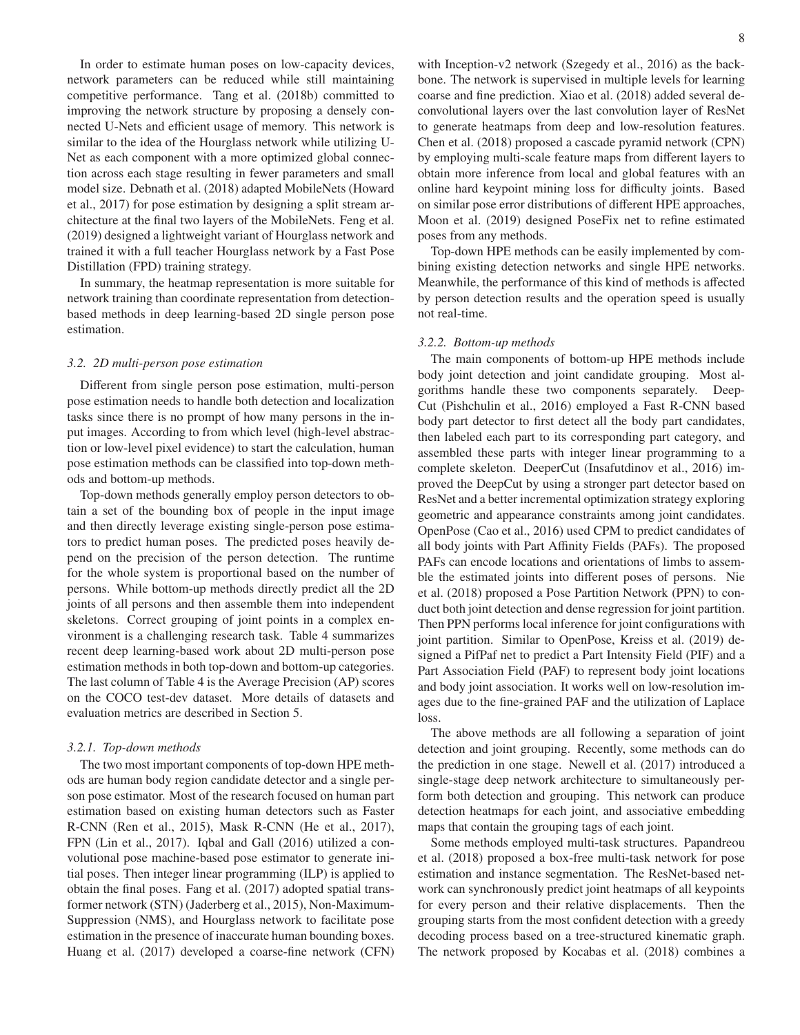In order to estimate human poses on low-capacity devices, network parameters can be reduced while still maintaining competitive performance. Tang et al. (2018b) committed to improving the network structure by proposing a densely connected U-Nets and efficient usage of memory. This network is similar to the idea of the Hourglass network while utilizing U-Net as each component with a more optimized global connection across each stage resulting in fewer parameters and small model size. Debnath et al. (2018) adapted MobileNets (Howard et al., 2017) for pose estimation by designing a split stream architecture at the final two layers of the MobileNets. Feng et al. (2019) designed a lightweight variant of Hourglass network and trained it with a full teacher Hourglass network by a Fast Pose Distillation (FPD) training strategy.

In summary, the heatmap representation is more suitable for network training than coordinate representation from detection-based methods in deep learning-based 2D single person pose estimation.

### 3.2. 2D multi-person pose estimation

Different from single person pose estimation, multi-person pose estimation needs to handle both detection and localization tasks since there is no prompt of how many persons in the input images. According to from which level (high-level abstraction or low-level pixel evidence) to start the calculation, human pose estimation methods can be classified into top-down methods and bottom-up methods.

Top-down methods generally employ person detectors to obtain a set of the bounding box of people in the input image and then directly leverage existing single-person pose estimators to predict human poses. The predicted poses heavily depend on the precision of the person detection. The runtime for the whole system is proportional based on the number of persons. While bottom-up methods directly predict all the 2D joints of all persons and then assemble them into independent skeletons. Correct grouping of joint points in a complex environment is a challenging research task. Table 4 summarizes recent deep learning-based work about 2D multi-person pose estimation methods in both top-down and bottom-up categories. The last column of Table 4 is the Average Precision (AP) scores on the COCO test-dev dataset. More details of datasets and evaluation metrics are described in Section 5.

#### 3.2.1. Top-down methods

The two most important components of top-down HPE methods are human body region candidate detector and a single person pose estimator. Most of the research focused on human part estimation based on existing human detectors such as Faster R-CNN (Ren et al., 2015), Mask R-CNN (He et al., 2017), FPN (Lin et al., 2017). Iqbal and Gall (2016) utilized a convolutional pose machine-based pose estimator to generate initial poses. Then integer linear programming (ILP) is applied to obtain the final poses. Fang et al. (2017) adopted spatial transformer network (STN) (Jaderberg et al., 2015), Non-Maximum-Suppression (NMS), and Hourglass network to facilitate pose estimation in the presence of inaccurate human bounding boxes. Huang et al. (2017) developed a coarse-fine network (CFN) with Inception-v2 network (Szegedy et al., 2016) as the backbone. The network is supervised in multiple levels for learning coarse and fine prediction. Xiao et al. (2018) added several deconvolutional layers over the last convolution layer of ResNet to generate heatmaps from deep and low-resolution features. Chen et al. (2018) proposed a cascade pyramid network (CPN) by employing multi-scale feature maps from different layers to obtain more inference from local and global features with an online hard keypoint mining loss for difficulty joints. Based on similar pose error distributions of different HPE approaches, Moon et al. (2019) designed PoseFix net to refine estimated poses from any methods.

Top-down HPE methods can be easily implemented by combining existing detection networks and single HPE networks. Meanwhile, the performance of this kind of methods is affected by person detection results and the operation speed is usually not real-time.

#### 3.2.2. Bottom-up methods

The main components of bottom-up HPE methods include body joint detection and joint candidate grouping. Most algorithms handle these two components separately. DeepCut (Pishchulin et al., 2016) employed a Fast R-CNN based body part detector to first detect all the body part candidates, then labeled each part to its corresponding part category, and assembled these parts with integer linear programming to a complete skeleton. DeeperCut (Insafutdinov et al., 2016) improved the DeepCut by using a stronger part detector based on ResNet and a better incremental optimization strategy exploring geometric and appearance constraints among joint candidates. OpenPose (Cao et al., 2016) used CPM to predict candidates of all body joints with Part Affinity Fields (PAFs). The proposed PAFs can encode locations and orientations of limbs to assemble the estimated joints into different poses of persons. Nie et al. (2018) proposed a Pose Partition Network (PPN) to conduct both joint detection and dense regression for joint partition. Then PPN performs local inference for joint configurations with joint partition. Similar to OpenPose, Kreiss et al. (2019) designed a PifPaf net to predict a Part Intensity Field (PIF) and a Part Association Field (PAF) to represent body joint locations and body joint association. It works well on low-resolution images due to the fine-grained PAF and the utilization of Laplace loss.

The above methods are all following a separation of joint detection and joint grouping. Recently, some methods can do the prediction in one stage. Newell et al. (2017) introduced a single-stage deep network architecture to simultaneously perform both detection and grouping. This network can produce detection heatmaps for each joint, and associative embedding maps that contain the grouping tags of each joint.

Some methods employed multi-task structures. Papandreou et al. (2018) proposed a box-free multi-task network for pose estimation and instance segmentation. The ResNet-based network can synchronously predict joint heatmaps of all keypoints for every person and their relative displacements. Then the grouping starts from the most confident detection with a greedy decoding process based on a tree-structured kinematic graph. The network proposed by Kocabas et al. (2018) combines a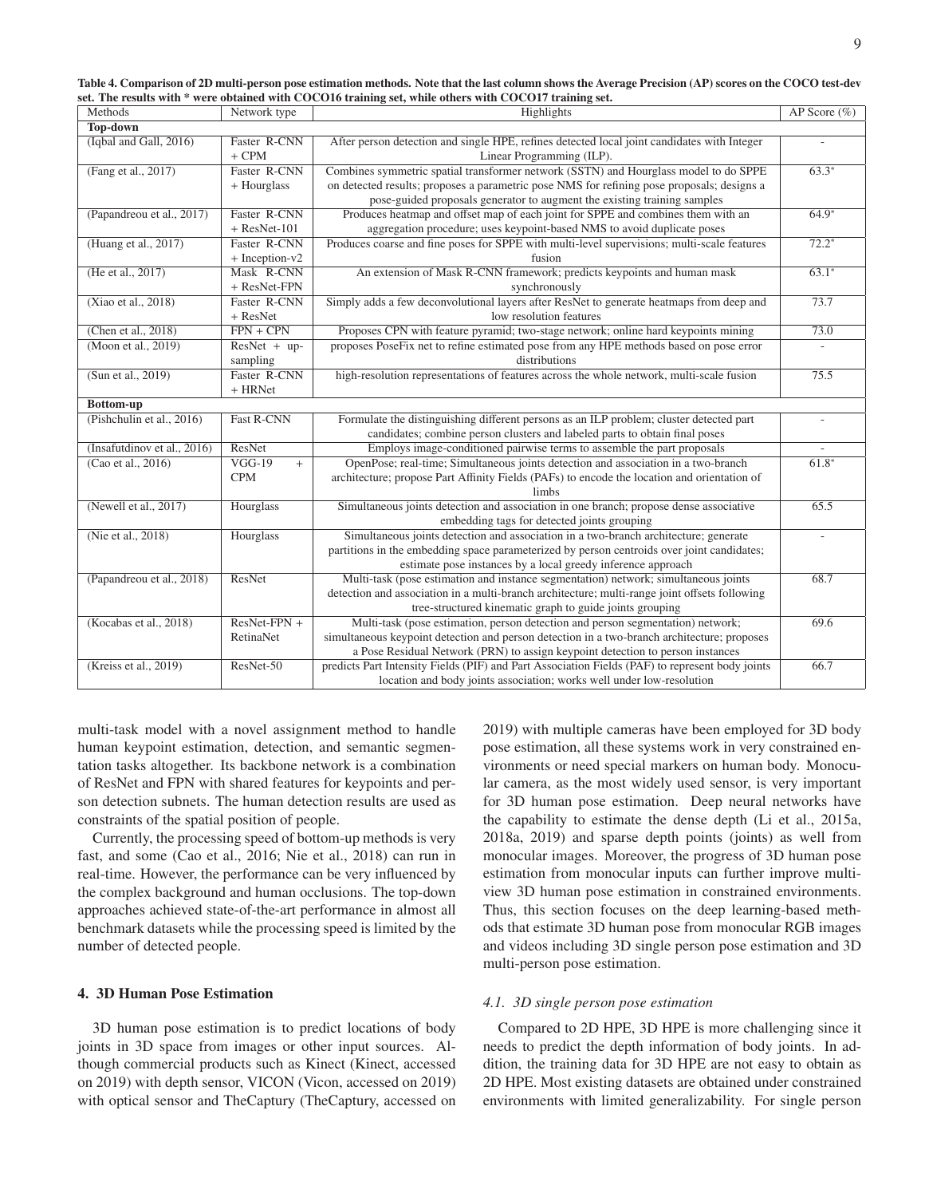**Table 4. Comparison of 2D multi-person pose estimation methods. Note that the last column shows the Average Precision (AP) scores on the COCO test-dev set. The results with * were obtained with COCO16 training set, while others with COCO17 training set.**

| Methods | Network type | Highlights | AP Score (%) |
|---|---|---|---|
| **Top-down** | | | |
| (Iqbal and Gall, 2016) | Faster R-CNN + CPM | After person detection and single HPE, refines detected local joint candidates with Integer Linear Programming (ILP). | - |
| (Fang et al., 2017) | Faster R-CNN + Hourglass | Combines symmetric spatial transformer network (SSTN) and Hourglass model to do SPPE on detected results; proposes a parametric pose NMS for refining pose proposals; designs a pose-guided proposals generator to augment the existing training samples | 63.3* |
| (Papandreou et al., 2017) | Faster R-CNN + ResNet-101 | Produces heatmap and offset map of each joint for SPPE and combines them with an aggregation procedure; uses keypoint-based NMS to avoid duplicate poses | 64.9* |
| (Huang et al., 2017) | Faster R-CNN + Inception-v2 | Produces coarse and fine poses for SPPE with multi-level supervisions; multi-scale features fusion | 72.2* |
| (He et al., 2017) | Mask R-CNN + ResNet-FPN | An extension of Mask R-CNN framework; predicts keypoints and human mask synchronously | 63.1* |
| (Xiao et al., 2018) | Faster R-CNN + ResNet | Simply adds a few deconvolutional layers after ResNet to generate heatmaps from deep and low resolution features | 73.7 |
| (Chen et al., 2018) | FPN + CPN | Proposes CPN with feature pyramid; two-stage network; online hard keypoints mining | 73.0 |
| (Moon et al., 2019) | ResNet + up-sampling | proposes PoseFix net to refine estimated pose from any HPE methods based on pose error distributions | - |
| (Sun et al., 2019) | Faster R-CNN + HRNet | high-resolution representations of features across the whole network, multi-scale fusion | 75.5 |
| **Bottom-up** | | | |
| (Pishchulin et al., 2016) | Fast R-CNN | Formulate the distinguishing different persons as an ILP problem; cluster detected part candidates; combine person clusters and labeled parts to obtain final poses | - |
| (Insafutdinov et al., 2016) | ResNet | Employs image-conditioned pairwise terms to assemble the part proposals | - |
| (Cao et al., 2016) | VGG-19 + CPM | OpenPose; real-time; Simultaneous joints detection and association in a two-branch architecture; propose Part Affinity Fields (PAFs) to encode the location and orientation of limbs | 61.8* |
| (Newell et al., 2017) | Hourglass | Simultaneous joints detection and association in one branch; propose dense associative embedding tags for detected joints grouping | 65.5 |
| (Nie et al., 2018) | Hourglass | Simultaneous joints detection and association in a two-branch architecture; generate partitions in the embedding space parameterized by person centroids over joint candidates; estimate pose instances by a local greedy inference approach | - |
| (Papandreou et al., 2018) | ResNet | Multi-task (pose estimation and instance segmentation) network; simultaneous joints detection and association in a multi-branch architecture; multi-range joint offsets following tree-structured kinematic graph to guide joints grouping | 68.7 |
| (Kocabas et al., 2018) | ResNet-FPN + RetinaNet | Multi-task (pose estimation, person detection and person segmentation) network; simultaneous keypoint detection and person detection in a two-branch architecture; proposes a Pose Residual Network (PRN) to assign keypoint detection to person instances | 69.6 |
| (Kreiss et al., 2019) | ResNet-50 | predicts Part Intensity Fields (PIF) and Part Association Fields (PAF) to represent body joints location and body joints association; works well under low-resolution | 66.7 |

multi-task model with a novel assignment method to handle human keypoint estimation, detection, and semantic segmentation tasks altogether. Its backbone network is a combination of ResNet and FPN with shared features for keypoints and person detection subnets. The human detection results are used as constraints of the spatial position of people.

Currently, the processing speed of bottom-up methods is very fast, and some (Cao et al., 2016; Nie et al., 2018) can run in real-time. However, the performance can be very influenced by the complex background and human occlusions. The top-down approaches achieved state-of-the-art performance in almost all benchmark datasets while the processing speed is limited by the number of detected people.

## 4. 3D Human Pose Estimation

3D human pose estimation is to predict locations of body joints in 3D space from images or other input sources. Although commercial products such as Kinect (Kinect, accessed on 2019) with depth sensor, VICON (Vicon, accessed on 2019) with optical sensor and TheCaptury (TheCaptury, accessed on 2019) with multiple cameras have been employed for 3D body pose estimation, all these systems work in very constrained environments or need special markers on human body. Monocular camera, as the most widely used sensor, is very important for 3D human pose estimation. Deep neural networks have the capability to estimate the dense depth (Li et al., 2015a, 2018a, 2019) and sparse depth points (joints) as well from monocular images. Moreover, the progress of 3D human pose estimation from monocular inputs can further improve multi-view 3D human pose estimation in constrained environments. Thus, this section focuses on the deep learning-based methods that estimate 3D human pose from monocular RGB images and videos including 3D single person pose estimation and 3D multi-person pose estimation.

### *4.1. 3D single person pose estimation*

Compared to 2D HPE, 3D HPE is more challenging since it needs to predict the depth information of body joints. In addition, the training data for 3D HPE are not easy to obtain as 2D HPE. Most existing datasets are obtained under constrained environments with limited generalizability. For single person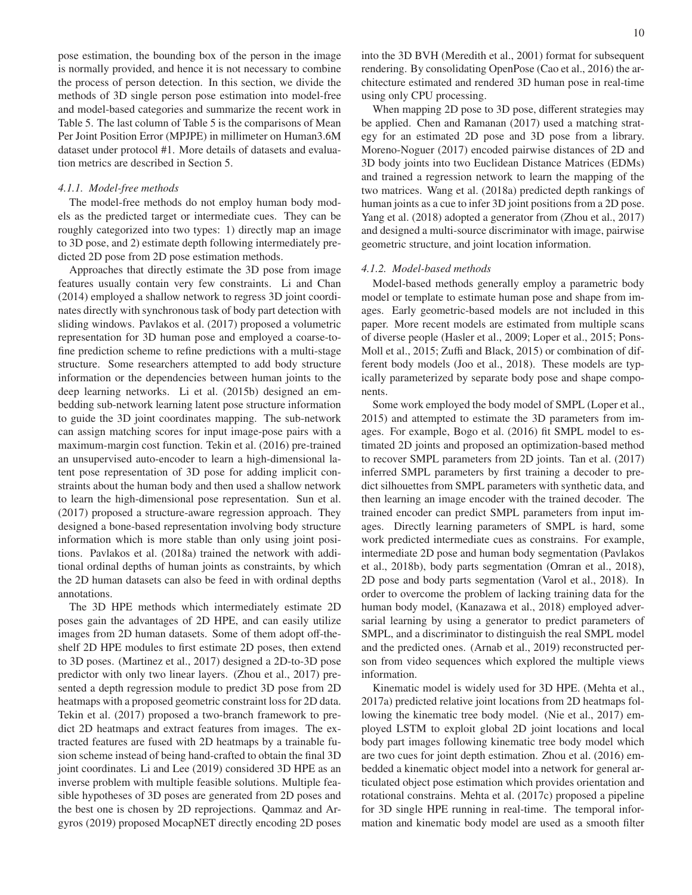pose estimation, the bounding box of the person in the image is normally provided, and hence it is not necessary to combine the process of person detection. In this section, we divide the methods of 3D single person pose estimation into model-free and model-based categories and summarize the recent work in Table 5. The last column of Table 5 is the comparisons of Mean Per Joint Position Error (MPJPE) in millimeter on Human3.6M dataset under protocol #1. More details of datasets and evaluation metrics are described in Section 5.

#### *4.1.1. Model-free methods*

The model-free methods do not employ human body models as the predicted target or intermediate cues. They can be roughly categorized into two types: 1) directly map an image to 3D pose, and 2) estimate depth following intermediately predicted 2D pose from 2D pose estimation methods.

Approaches that directly estimate the 3D pose from image features usually contain very few constraints. Li and Chan (2014) employed a shallow network to regress 3D joint coordinates directly with synchronous task of body part detection with sliding windows. Pavlakos et al. (2017) proposed a volumetric representation for 3D human pose and employed a coarse-to-fine prediction scheme to refine predictions with a multi-stage structure. Some researchers attempted to add body structure information or the dependencies between human joints to the deep learning networks. Li et al. (2015b) designed an embedding sub-network learning latent pose structure information to guide the 3D joint coordinates mapping. The sub-network can assign matching scores for input image-pose pairs with a maximum-margin cost function. Tekin et al. (2016) pre-trained an unsupervised auto-encoder to learn a high-dimensional latent pose representation of 3D pose for adding implicit constraints about the human body and then used a shallow network to learn the high-dimensional pose representation. Sun et al. (2017) proposed a structure-aware regression approach. They designed a bone-based representation involving body structure information which is more stable than only using joint positions. Pavlakos et al. (2018a) trained the network with additional ordinal depths of human joints as constraints, by which the 2D human datasets can also be feed in with ordinal depths annotations.

The 3D HPE methods which intermediately estimate 2D poses gain the advantages of 2D HPE, and can easily utilize images from 2D human datasets. Some of them adopt off-the-shelf 2D HPE modules to first estimate 2D poses, then extend to 3D poses. (Martinez et al., 2017) designed a 2D-to-3D pose predictor with only two linear layers. (Zhou et al., 2017) presented a depth regression module to predict 3D pose from 2D heatmaps with a proposed geometric constraint loss for 2D data. Tekin et al. (2017) proposed a two-branch framework to predict 2D heatmaps and extract features from images. The extracted features are fused with 2D heatmaps by a trainable fusion scheme instead of being hand-crafted to obtain the final 3D joint coordinates. Li and Lee (2019) considered 3D HPE as an inverse problem with multiple feasible solutions. Multiple feasible hypotheses of 3D poses are generated from 2D poses and the best one is chosen by 2D reprojections. Qammaz and Argyros (2019) proposed MocapNET directly encoding 2D poses into the 3D BVH (Meredith et al., 2001) format for subsequent rendering. By consolidating OpenPose (Cao et al., 2016) the architecture estimated and rendered 3D human pose in real-time using only CPU processing.

When mapping 2D pose to 3D pose, different strategies may be applied. Chen and Ramanan (2017) used a matching strategy for an estimated 2D pose and 3D pose from a library. Moreno-Noguer (2017) encoded pairwise distances of 2D and 3D body joints into two Euclidean Distance Matrices (EDMs) and trained a regression network to learn the mapping of the two matrices. Wang et al. (2018a) predicted depth rankings of human joints as a cue to infer 3D joint positions from a 2D pose. Yang et al. (2018) adopted a generator from (Zhou et al., 2017) and designed a multi-source discriminator with image, pairwise geometric structure, and joint location information.

#### *4.1.2. Model-based methods*

Model-based methods generally employ a parametric body model or template to estimate human pose and shape from images. Early geometric-based models are not included in this paper. More recent models are estimated from multiple scans of diverse people (Hasler et al., 2009; Loper et al., 2015; Pons-Moll et al., 2015; Zuffi and Black, 2015) or combination of different body models (Joo et al., 2018). These models are typically parameterized by separate body pose and shape components.

Some work employed the body model of SMPL (Loper et al., 2015) and attempted to estimate the 3D parameters from images. For example, Bogo et al. (2016) fit SMPL model to estimated 2D joints and proposed an optimization-based method to recover SMPL parameters from 2D joints. Tan et al. (2017) inferred SMPL parameters by first training a decoder to predict silhouettes from SMPL parameters with synthetic data, and then learning an image encoder with the trained decoder. The trained encoder can predict SMPL parameters from input images. Directly learning parameters of SMPL is hard, some work predicted intermediate cues as constrains. For example, intermediate 2D pose and human body segmentation (Pavlakos et al., 2018b), body parts segmentation (Omran et al., 2018), 2D pose and body parts segmentation (Varol et al., 2018). In order to overcome the problem of lacking training data for the human body model, (Kanazawa et al., 2018) employed adversarial learning by using a generator to predict parameters of SMPL, and a discriminator to distinguish the real SMPL model and the predicted ones. (Arnab et al., 2019) reconstructed person from video sequences which explored the multiple views information.

Kinematic model is widely used for 3D HPE. (Mehta et al., 2017a) predicted relative joint locations from 2D heatmaps following the kinematic tree body model. (Nie et al., 2017) employed LSTM to exploit global 2D joint locations and local body part images following kinematic tree body model which are two cues for joint depth estimation. Zhou et al. (2016) embedded a kinematic object model into a network for general articulated object pose estimation which provides orientation and rotational constrains. Mehta et al. (2017c) proposed a pipeline for 3D single HPE running in real-time. The temporal information and kinematic body model are used as a smooth filter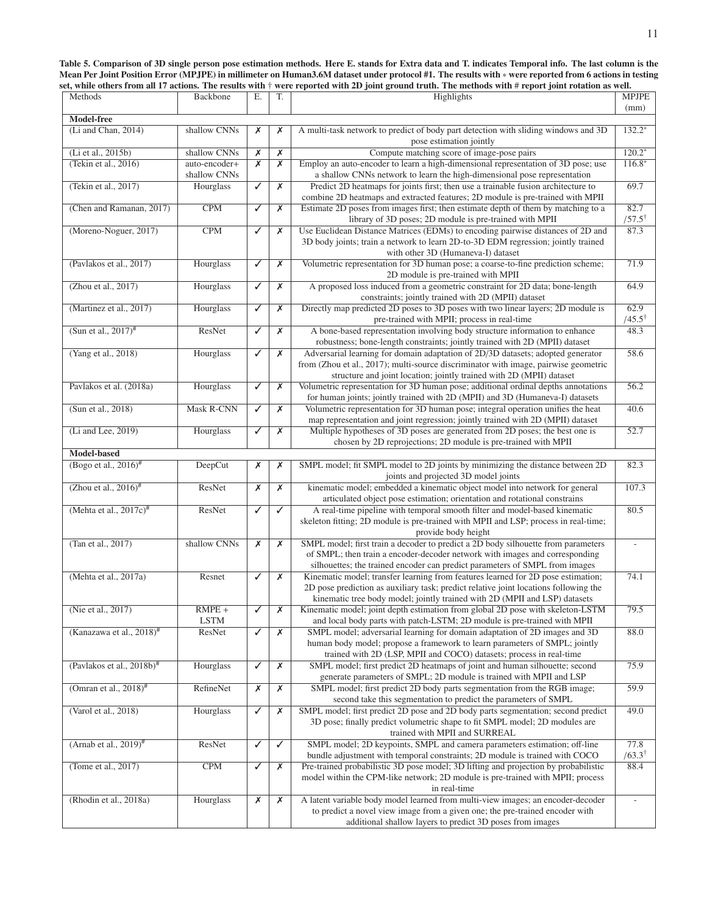**Table 5. Comparison of 3D single person pose estimation methods. Here E. stands for Extra data and T. indicates Temporal info. The last column is the Mean Per Joint Position Error (MPJPE) in millimeter on Human3.6M dataset under protocol #1. The results with ∗ were reported from 6 actions in testing set, while others from all 17 actions. The results with † were reported with 2D joint ground truth. The methods with # report joint rotation as well.**

| Methods | Backbone | E. | T. | Highlights | MPJPE (mm) |
|---|---|---|---|---|---|
| **Model-free** | | | | | |
| (Li and Chan, 2014) | shallow CNNs | ✗ | ✗ | A multi-task network to predict of body part detection with sliding windows and 3D pose estimation jointly | 132.2* |
| (Li et al., 2015b) | shallow CNNs | ✗ | ✗ | Compute matching score of image-pose pairs | 120.2* |
| (Tekin et al., 2016) | auto-encoder+ shallow CNNs | ✗ | ✗ | Employ an auto-encoder to learn a high-dimensional representation of 3D pose; use a shallow CNNs network to learn the high-dimensional pose representation | 116.8* |
| (Tekin et al., 2017) | Hourglass | ✓ | ✗ | Predict 2D heatmaps for joints first; then use a trainable fusion architecture to combine 2D heatmaps and extracted features; 2D module is pre-trained with MPII | 69.7 |
| (Chen and Ramanan, 2017) | CPM | ✓ | ✗ | Estimate 2D poses from images first; then estimate depth of them by matching to a library of 3D poses; 2D module is pre-trained with MPII | 82.7 /57.5† |
| (Moreno-Noguer, 2017) | CPM | ✓ | ✗ | Use Euclidean Distance Matrices (EDMs) to encoding pairwise distances of 2D and 3D body joints; train a network to learn 2D-to-3D EDM regression; jointly trained with other 3D (Humaneva-I) dataset | 87.3 |
| (Pavlakos et al., 2017) | Hourglass | ✓ | ✗ | Volumetric representation for 3D human pose; a coarse-to-fine prediction scheme; 2D module is pre-trained with MPII | 71.9 |
| (Zhou et al., 2017) | Hourglass | ✓ | ✗ | A proposed loss induced from a geometric constraint for 2D data; bone-length constraints; jointly trained with 2D (MPII) dataset | 64.9 |
| (Martinez et al., 2017) | Hourglass | ✓ | ✗ | Directly map predicted 2D poses to 3D poses with two linear layers; 2D module is pre-trained with MPII; process in real-time | 62.9 /45.5† |
| (Sun et al., 2017)# | ResNet | ✓ | ✗ | A bone-based representation involving body structure information to enhance robustness; bone-length constraints; jointly trained with 2D (MPII) dataset | 48.3 |
| (Yang et al., 2018) | Hourglass | ✓ | ✗ | Adversarial learning for domain adaptation of 2D/3D datasets; adopted generator from (Zhou et al., 2017); multi-source discriminator with image, pairwise geometric structure and joint location; jointly trained with 2D (MPII) dataset | 58.6 |
| Pavlakos et al. (2018a) | Hourglass | ✓ | ✗ | Volumetric representation for 3D human pose; additional ordinal depths annotations for human joints; jointly trained with 2D (MPII) and 3D (Humaneva-I) datasets | 56.2 |
| (Sun et al., 2018) | Mask R-CNN | ✓ | ✗ | Volumetric representation for 3D human pose; integral operation unifies the heat map representation and joint regression; jointly trained with 2D (MPII) dataset | 40.6 |
| (Li and Lee, 2019) | Hourglass | ✓ | ✗ | Multiple hypotheses of 3D poses are generated from 2D poses; the best one is chosen by 2D reprojections; 2D module is pre-trained with MPII | 52.7 |
| **Model-based** | | | | | |
| (Bogo et al., 2016)# | DeepCut | ✗ | ✗ | SMPL model; fit SMPL model to 2D joints by minimizing the distance between 2D joints and projected 3D model joints | 82.3 |
| (Zhou et al., 2016)# | ResNet | ✗ | ✗ | kinematic model; embedded a kinematic object model into network for general articulated object pose estimation; orientation and rotational constrains | 107.3 |
| (Mehta et al., 2017c)# | ResNet | ✓ | ✓ | A real-time pipeline with temporal smooth filter and model-based kinematic skeleton fitting; 2D module is pre-trained with MPII and LSP; process in real-time; provide body height | 80.5 |
| (Tan et al., 2017) | shallow CNNs | ✗ | ✗ | SMPL model; first train a decoder to predict a 2D body silhouette from parameters of SMPL; then train a encoder-decoder network with images and corresponding silhouettes; the trained encoder can predict parameters of SMPL from images | - |
| (Mehta et al., 2017a) | Resnet | ✓ | ✗ | Kinematic model; transfer learning from features learned for 2D pose estimation; 2D pose prediction as auxiliary task; predict relative joint locations following the kinematic tree body model; jointly trained with 2D (MPII and LSP) datasets | 74.1 |
| (Nie et al., 2017) | RMPE + LSTM | ✓ | ✗ | Kinematic model; joint depth estimation from global 2D pose with skeleton-LSTM and local body parts with patch-LSTM; 2D module is pre-trained with MPII | 79.5 |
| (Kanazawa et al., 2018)# | ResNet | ✓ | ✗ | SMPL model; adversarial learning for domain adaptation of 2D images and 3D human body model; propose a framework to learn parameters of SMPL; jointly trained with 2D (LSP, MPII and COCO) datasets; process in real-time | 88.0 |
| (Pavlakos et al., 2018b)# | Hourglass | ✓ | ✗ | SMPL model; first predict 2D heatmaps of joint and human silhouette; second generate parameters of SMPL; 2D module is trained with MPII and LSP | 75.9 |
| (Omran et al., 2018)# | RefineNet | ✗ | ✗ | SMPL model; first predict 2D body parts segmentation from the RGB image; second take this segmentation to predict the parameters of SMPL | 59.9 |
| (Varol et al., 2018) | Hourglass | ✓ | ✗ | SMPL model; first predict 2D pose and 2D body parts segmentation; second predict 3D pose; finally predict volumetric shape to fit SMPL model; 2D modules are trained with MPII and SURREAL | 49.0 |
| (Arnab et al., 2019)# | ResNet | ✓ | ✓ | SMPL model; 2D keypoints, SMPL and camera parameters estimation; off-line bundle adjustment with temporal constraints; 2D module is trained with COCO | 77.8 /63.3† |
| (Tome et al., 2017) | CPM | ✓ | ✗ | Pre-trained probabilistic 3D pose model; 3D lifting and projection by probabilistic model within the CPM-like network; 2D module is pre-trained with MPII; process in real-time | 88.4 |
| (Rhodin et al., 2018a) | Hourglass | ✗ | ✗ | A latent variable body model learned from multi-view images; an encoder-decoder to predict a novel view image from a given one; the pre-trained encoder with additional shallow layers to predict 3D poses from images | - |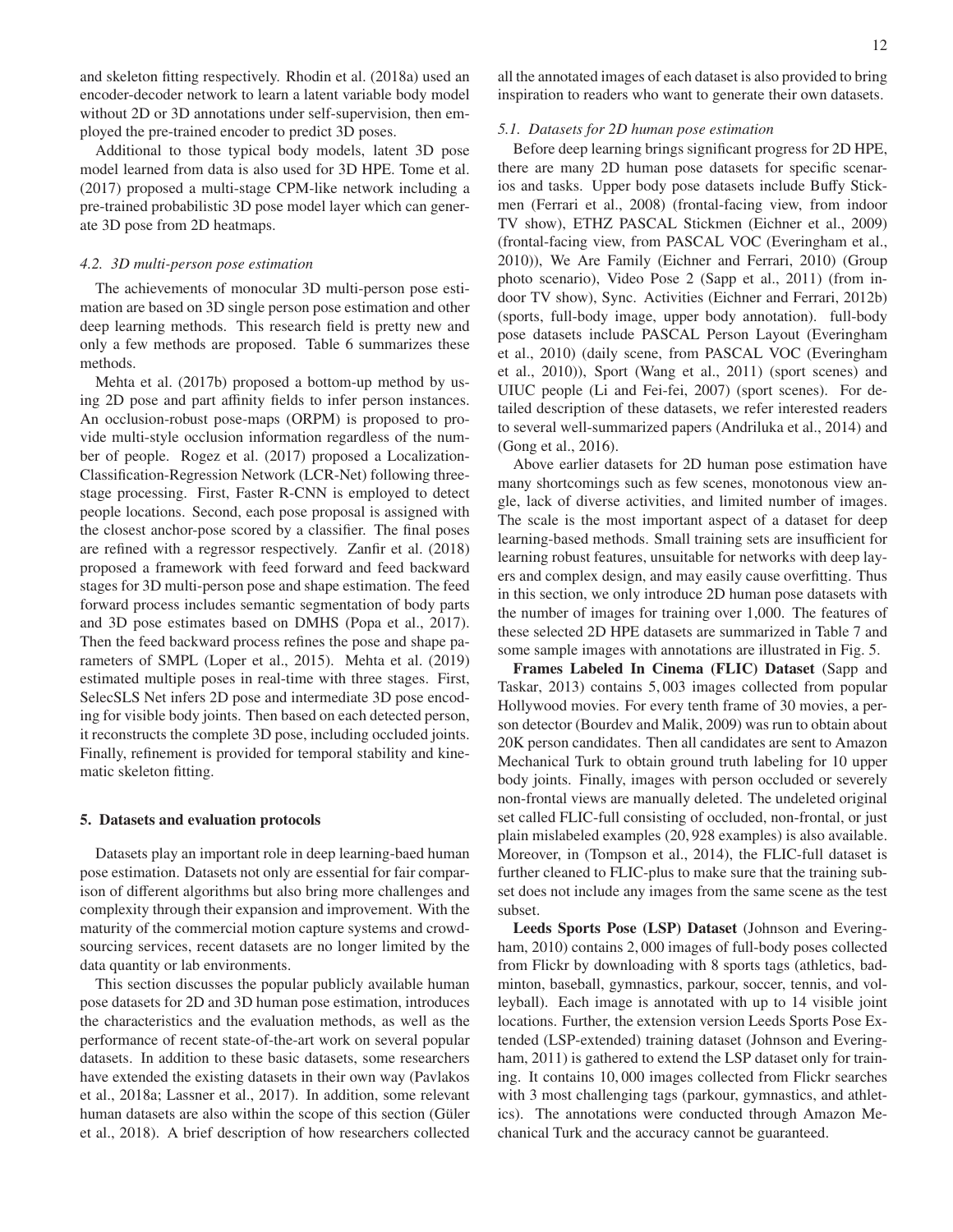and skeleton fitting respectively. Rhodin et al. (2018a) used an encoder-decoder network to learn a latent variable body model without 2D or 3D annotations under self-supervision, then employed the pre-trained encoder to predict 3D poses.

Additional to those typical body models, latent 3D pose model learned from data is also used for 3D HPE. Tome et al. (2017) proposed a multi-stage CPM-like network including a pre-trained probabilistic 3D pose model layer which can generate 3D pose from 2D heatmaps.

### *4.2. 3D multi-person pose estimation*

The achievements of monocular 3D multi-person pose estimation are based on 3D single person pose estimation and other deep learning methods. This research field is pretty new and only a few methods are proposed. Table 6 summarizes these methods.

Mehta et al. (2017b) proposed a bottom-up method by using 2D pose and part affinity fields to infer person instances. An occlusion-robust pose-maps (ORPM) is proposed to provide multi-style occlusion information regardless of the number of people. Rogez et al. (2017) proposed a Localization-Classification-Regression Network (LCR-Net) following three-stage processing. First, Faster R-CNN is employed to detect people locations. Second, each pose proposal is assigned with the closest anchor-pose scored by a classifier. The final poses are refined with a regressor respectively. Zanfir et al. (2018) proposed a framework with feed forward and feed backward stages for 3D multi-person pose and shape estimation. The feed forward process includes semantic segmentation of body parts and 3D pose estimates based on DMHS (Popa et al., 2017). Then the feed backward process refines the pose and shape parameters of SMPL (Loper et al., 2015). Mehta et al. (2019) estimated multiple poses in real-time with three stages. First, SelecSLS Net infers 2D pose and intermediate 3D pose encoding for visible body joints. Then based on each detected person, it reconstructs the complete 3D pose, including occluded joints. Finally, refinement is provided for temporal stability and kinematic skeleton fitting.

## 5. Datasets and evaluation protocols

Datasets play an important role in deep learning-baed human pose estimation. Datasets not only are essential for fair comparison of different algorithms but also bring more challenges and complexity through their expansion and improvement. With the maturity of the commercial motion capture systems and crowdsourcing services, recent datasets are no longer limited by the data quantity or lab environments.

This section discusses the popular publicly available human pose datasets for 2D and 3D human pose estimation, introduces the characteristics and the evaluation methods, as well as the performance of recent state-of-the-art work on several popular datasets. In addition to these basic datasets, some researchers have extended the existing datasets in their own way (Pavlakos et al., 2018a; Lassner et al., 2017). In addition, some relevant human datasets are also within the scope of this section (Güler et al., 2018). A brief description of how researchers collected all the annotated images of each dataset is also provided to bring inspiration to readers who want to generate their own datasets.

### *5.1. Datasets for 2D human pose estimation*

Before deep learning brings significant progress for 2D HPE, there are many 2D human pose datasets for specific scenarios and tasks. Upper body pose datasets include Buffy Stickmen (Ferrari et al., 2008) (frontal-facing view, from indoor TV show), ETHZ PASCAL Stickmen (Eichner et al., 2009) (frontal-facing view, from PASCAL VOC (Everingham et al., 2010)), We Are Family (Eichner and Ferrari, 2010) (Group photo scenario), Video Pose 2 (Sapp et al., 2011) (from indoor TV show), Sync. Activities (Eichner and Ferrari, 2012b) (sports, full-body image, upper body annotation). full-body pose datasets include PASCAL Person Layout (Everingham et al., 2010) (daily scene, from PASCAL VOC (Everingham et al., 2010)), Sport (Wang et al., 2011) (sport scenes) and UIUC people (Li and Fei-fei, 2007) (sport scenes). For detailed description of these datasets, we refer interested readers to several well-summarized papers (Andriluka et al., 2014) and (Gong et al., 2016).

Above earlier datasets for 2D human pose estimation have many shortcomings such as few scenes, monotonous view angle, lack of diverse activities, and limited number of images. The scale is the most important aspect of a dataset for deep learning-based methods. Small training sets are insufficient for learning robust features, unsuitable for networks with deep layers and complex design, and may easily cause overfitting. Thus in this section, we only introduce 2D human pose datasets with the number of images for training over 1,000. The features of these selected 2D HPE datasets are summarized in Table 7 and some sample images with annotations are illustrated in Fig. 5.

**Frames Labeled In Cinema (FLIC) Dataset** (Sapp and Taskar, 2013) contains 5,003 images collected from popular Hollywood movies. For every tenth frame of 30 movies, a person detector (Bourdev and Malik, 2009) was run to obtain about 20K person candidates. Then all candidates are sent to Amazon Mechanical Turk to obtain ground truth labeling for 10 upper body joints. Finally, images with person occluded or severely non-frontal views are manually deleted. The undeleted original set called FLIC-full consisting of occluded, non-frontal, or just plain mislabeled examples (20,928 examples) is also available. Moreover, in (Tompson et al., 2014), the FLIC-full dataset is further cleaned to FLIC-plus to make sure that the training subset does not include any images from the same scene as the test subset.

**Leeds Sports Pose (LSP) Dataset** (Johnson and Everingham, 2010) contains 2,000 images of full-body poses collected from Flickr by downloading with 8 sports tags (athletics, badminton, baseball, gymnastics, parkour, soccer, tennis, and volleyball). Each image is annotated with up to 14 visible joint locations. Further, the extension version Leeds Sports Pose Extended (LSP-extended) training dataset (Johnson and Everingham, 2011) is gathered to extend the LSP dataset only for training. It contains 10,000 images collected from Flickr searches with 3 most challenging tags (parkour, gymnastics, and athletics). The annotations were conducted through Amazon Mechanical Turk and the accuracy cannot be guaranteed.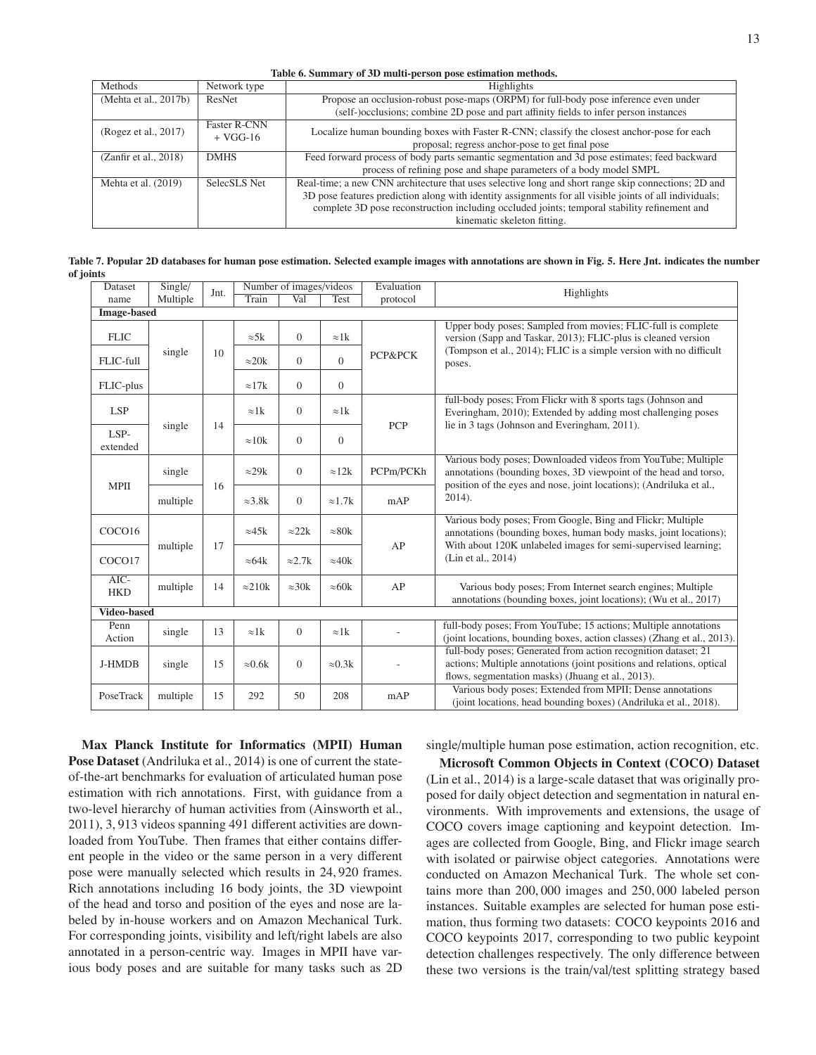**Table 6. Summary of 3D multi-person pose estimation methods.**

| Methods | Network type | Highlights |
| --- | --- | --- |
| (Mehta et al., 2017b) | ResNet | Propose an occlusion-robust pose-maps (ORPM) for full-body pose inference even under (self-)occlusions; combine 2D pose and part affinity fields to infer person instances |
| (Rogez et al., 2017) | Faster R-CNN + VGG-16 | Localize human bounding boxes with Faster R-CNN; classify the closest anchor-pose for each proposal; regress anchor-pose to get final pose |
| (Zanfir et al., 2018) | DMHS | Feed forward process of body parts semantic segmentation and 3d pose estimates; feed backward process of refining pose and shape parameters of a body model SMPL |
| Mehta et al. (2019) | SelecSLS Net | Real-time; a new CNN architecture that uses selective long and short range skip connections; 2D and 3D pose features prediction along with identity assignments for all visible joints of all individuals; complete 3D pose reconstruction including occluded joints; temporal stability refinement and kinematic skeleton fitting. |

**Table 7. Popular 2D databases for human pose estimation. Selected example images with annotations are shown in Fig. 5. Here Jnt. indicates the number of joints**

| Dataset name | Single/ Multiple | Jnt. | Number of images/videos | | | Evaluation protocol | Highlights |
| --- | --- | --- | --- | --- | --- | --- | --- |
| | | | Train | Val | Test | | |
| **Image-based** | | | | | | | |
| FLIC | single | 10 | ≈5k | 0 | ≈1k | PCP&PCK | Upper body poses; Sampled from movies; FLIC-full is complete version (Sapp and Taskar, 2013); FLIC-plus is cleaned version (Tompson et al., 2014); FLIC is a simple version with no difficult poses. |
| FLIC-full | | | ≈20k | 0 | 0 | | |
| FLIC-plus | | | ≈17k | 0 | 0 | | |
| LSP | single | 14 | ≈1k | 0 | ≈1k | PCP | full-body poses; From Flickr with 8 sports tags (Johnson and Everingham, 2010); Extended by adding most challenging poses lie in 3 tags (Johnson and Everingham, 2011). |
| LSP-extended | | | ≈10k | 0 | 0 | | |
| MPII | single | 16 | ≈29k | 0 | ≈12k | PCPm/PCKh | Various body poses; Downloaded videos from YouTube; Multiple annotations (bounding boxes, 3D viewpoint of the head and torso, position of the eyes and nose, joint locations); (Andriluka et al., 2014). |
| | multiple | | ≈3.8k | 0 | ≈1.7k | mAP | |
| COCO16 | multiple | 17 | ≈45k | ≈22k | ≈80k | AP | Various body poses; From Google, Bing and Flickr; Multiple annotations (bounding boxes, human body masks, joint locations); With about 120K unlabeled images for semi-supervised learning; (Lin et al., 2014) |
| COCO17 | | | ≈64k | ≈2.7k | ≈40k | | |
| AIC-HKD | multiple | 14 | ≈210k | ≈30k | ≈60k | AP | Various body poses; From Internet search engines; Multiple annotations (bounding boxes, joint locations); (Wu et al., 2017) |
| **Video-based** | | | | | | | |
| Penn Action | single | 13 | ≈1k | 0 | ≈1k | - | full-body poses; From YouTube; 15 actions; Multiple annotations (joint locations, bounding boxes, action classes) (Zhang et al., 2013). |
| J-HMDB | single | 15 | ≈0.6k | 0 | ≈0.3k | - | full-body poses; Generated from action recognition dataset; 21 actions; Multiple annotations (joint positions and relations, optical flows, segmentation masks) (Jhuang et al., 2013). |
| PoseTrack | multiple | 15 | 292 | 50 | 208 | mAP | Various body poses; Extended from MPII; Dense annotations (joint locations, head bounding boxes) (Andriluka et al., 2018). |

**Max Planck Institute for Informatics (MPII) Human Pose Dataset** (Andriluka et al., 2014) is one of current the state-of-the-art benchmarks for evaluation of articulated human pose estimation with rich annotations. First, with guidance from a two-level hierarchy of human activities from (Ainsworth et al., 2011), 3,913 videos spanning 491 different activities are downloaded from YouTube. Then frames that either contains different people in the video or the same person in a very different pose were manually selected which results in 24,920 frames. Rich annotations including 16 body joints, the 3D viewpoint of the head and torso and position of the eyes and nose are labeled by in-house workers and on Amazon Mechanical Turk. For corresponding joints, visibility and left/right labels are also annotated in a person-centric way. Images in MPII have various body poses and are suitable for many tasks such as 2D single/multiple human pose estimation, action recognition, etc.

**Microsoft Common Objects in Context (COCO) Dataset** (Lin et al., 2014) is a large-scale dataset that was originally proposed for daily object detection and segmentation in natural environments. With improvements and extensions, the usage of COCO covers image captioning and keypoint detection. Images are collected from Google, Bing, and Flickr image search with isolated or pairwise object categories. Annotations were conducted on Amazon Mechanical Turk. The whole set contains more than 200,000 images and 250,000 labeled person instances. Suitable examples are selected for human pose estimation, thus forming two datasets: COCO keypoints 2016 and COCO keypoints 2017, corresponding to two public keypoint detection challenges respectively. The only difference between these two versions is the train/val/test splitting strategy based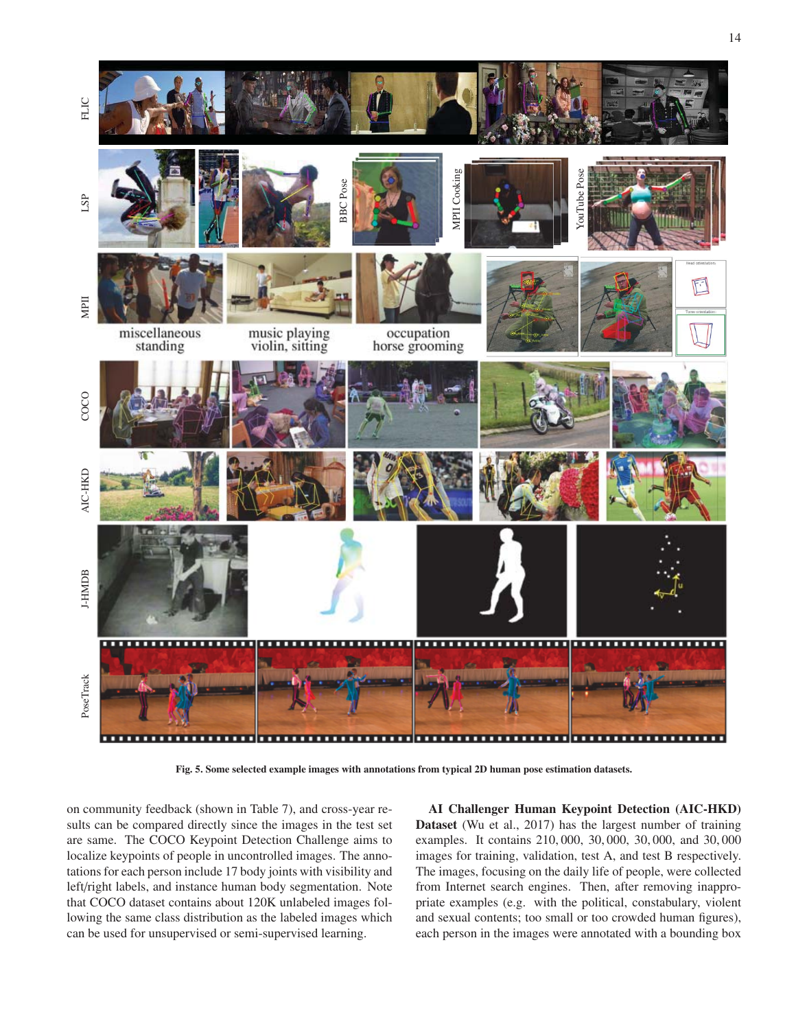Fig. 5. Some selected example images with annotations from typical 2D human pose estimation datasets.

on community feedback (shown in Table 7), and cross-year results can be compared directly since the images in the test set are same. The COCO Keypoint Detection Challenge aims to localize keypoints of people in uncontrolled images. The annotations for each person include 17 body joints with visibility and left/right labels, and instance human body segmentation. Note that COCO dataset contains about 120K unlabeled images following the same class distribution as the labeled images which can be used for unsupervised or semi-supervised learning.

**AI Challenger Human Keypoint Detection (AIC-HKD) Dataset** (Wu et al., 2017) has the largest number of training examples. It contains 210,000, 30,000, 30,000, and 30,000 images for training, validation, test A, and test B respectively. The images, focusing on the daily life of people, were collected from Internet search engines. Then, after removing inappropriate examples (e.g. with the political, constabulary, violent and sexual contents; too small or too crowded human figures), each person in the images were annotated with a bounding box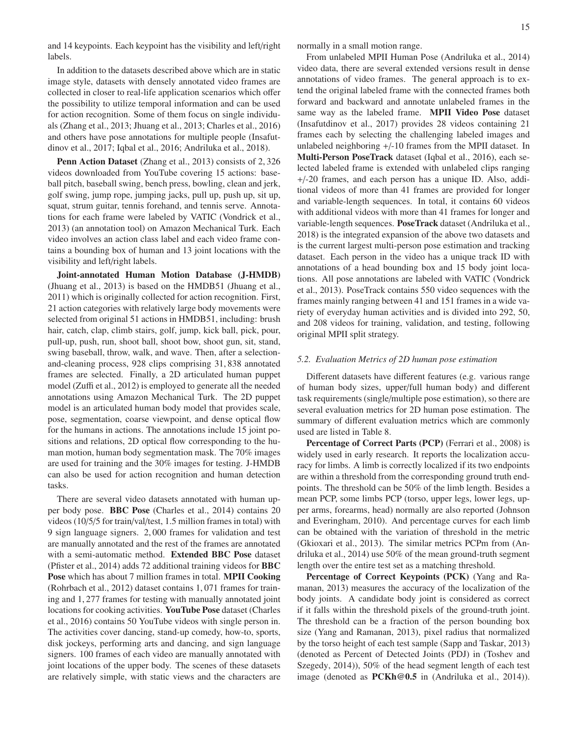and 14 keypoints. Each keypoint has the visibility and left/right labels.

In addition to the datasets described above which are in static image style, datasets with densely annotated video frames are collected in closer to real-life application scenarios which offer the possibility to utilize temporal information and can be used for action recognition. Some of them focus on single individuals (Zhang et al., 2013; Jhuang et al., 2013; Charles et al., 2016) and others have pose annotations for multiple people (Insafutdinov et al., 2017; Iqbal et al., 2016; Andriluka et al., 2018).

**Penn Action Dataset** (Zhang et al., 2013) consists of 2, 326 videos downloaded from YouTube covering 15 actions: baseball pitch, baseball swing, bench press, bowling, clean and jerk, golf swing, jump rope, jumping jacks, pull up, push up, sit up, squat, strum guitar, tennis forehand, and tennis serve. Annotations for each frame were labeled by VATIC (Vondrick et al., 2013) (an annotation tool) on Amazon Mechanical Turk. Each video involves an action class label and each video frame contains a bounding box of human and 13 joint locations with the visibility and left/right labels.

**Joint-annotated Human Motion Database (J-HMDB)** (Jhuang et al., 2013) is based on the HMDB51 (Jhuang et al., 2011) which is originally collected for action recognition. First, 21 action categories with relatively large body movements were selected from original 51 actions in HMDB51, including: brush hair, catch, clap, climb stairs, golf, jump, kick ball, pick, pour, pull-up, push, run, shoot ball, shoot bow, shoot gun, sit, stand, swing baseball, throw, walk, and wave. Then, after a selection-and-cleaning process, 928 clips comprising 31, 838 annotated frames are selected. Finally, a 2D articulated human puppet model (Zuffi et al., 2012) is employed to generate all the needed annotations using Amazon Mechanical Turk. The 2D puppet model is an articulated human body model that provides scale, pose, segmentation, coarse viewpoint, and dense optical flow for the humans in actions. The annotations include 15 joint positions and relations, 2D optical flow corresponding to the human motion, human body segmentation mask. The 70% images are used for training and the 30% images for testing. J-HMDB can also be used for action recognition and human detection tasks.

There are several video datasets annotated with human upper body pose. **BBC Pose** (Charles et al., 2014) contains 20 videos (10/5/5 for train/val/test, 1.5 million frames in total) with 9 sign language signers. 2, 000 frames for validation and test are manually annotated and the rest of the frames are annotated with a semi-automatic method. **Extended BBC Pose** dataset (Pfister et al., 2014) adds 72 additional training videos for **BBC Pose** which has about 7 million frames in total. **MPII Cooking** (Rohrbach et al., 2012) dataset contains 1, 071 frames for training and 1, 277 frames for testing with manually annotated joint locations for cooking activities. **YouTube Pose** dataset (Charles et al., 2016) contains 50 YouTube videos with single person in. The activities cover dancing, stand-up comedy, how-to, sports, disk jockeys, performing arts and dancing, and sign language signers. 100 frames of each video are manually annotated with joint locations of the upper body. The scenes of these datasets are relatively simple, with static views and the characters are normally in a small motion range.

From unlabeled MPII Human Pose (Andriluka et al., 2014) video data, there are several extended versions result in dense annotations of video frames. The general approach is to extend the original labeled frame with the connected frames both forward and backward and annotate unlabeled frames in the same way as the labeled frame. **MPII Video Pose** dataset (Insafutdinov et al., 2017) provides 28 videos containing 21 frames each by selecting the challenging labeled images and unlabeled neighboring +/-10 frames from the MPII dataset. In **Multi-Person PoseTrack** dataset (Iqbal et al., 2016), each selected labeled frame is extended with unlabeled clips ranging +/-20 frames, and each person has a unique ID. Also, additional videos of more than 41 frames are provided for longer and variable-length sequences. In total, it contains 60 videos with additional videos with more than 41 frames for longer and variable-length sequences. **PoseTrack** dataset (Andriluka et al., 2018) is the integrated expansion of the above two datasets and is the current largest multi-person pose estimation and tracking dataset. Each person in the video has a unique track ID with annotations of a head bounding box and 15 body joint locations. All pose annotations are labeled with VATIC (Vondrick et al., 2013). PoseTrack contains 550 video sequences with the frames mainly ranging between 41 and 151 frames in a wide variety of everyday human activities and is divided into 292, 50, and 208 videos for training, validation, and testing, following original MPII split strategy.

### *5.2. Evaluation Metrics of 2D human pose estimation*

Different datasets have different features (e.g. various range of human body sizes, upper/full human body) and different task requirements (single/multiple pose estimation), so there are several evaluation metrics for 2D human pose estimation. The summary of different evaluation metrics which are commonly used are listed in Table 8.

**Percentage of Correct Parts (PCP)** (Ferrari et al., 2008) is widely used in early research. It reports the localization accuracy for limbs. A limb is correctly localized if its two endpoints are within a threshold from the corresponding ground truth endpoints. The threshold can be 50% of the limb length. Besides a mean PCP, some limbs PCP (torso, upper legs, lower legs, upper arms, forearms, head) normally are also reported (Johnson and Everingham, 2010). And percentage curves for each limb can be obtained with the variation of threshold in the metric (Gkioxari et al., 2013). The similar metrics PCPm from (Andriluka et al., 2014) use 50% of the mean ground-truth segment length over the entire test set as a matching threshold.

**Percentage of Correct Keypoints (PCK)** (Yang and Ramanan, 2013) measures the accuracy of the localization of the body joints. A candidate body joint is considered as correct if it falls within the threshold pixels of the ground-truth joint. The threshold can be a fraction of the person bounding box size (Yang and Ramanan, 2013), pixel radius that normalized by the torso height of each test sample (Sapp and Taskar, 2013) (denoted as Percent of Detected Joints (PDJ) in (Toshev and Szegedy, 2014)), 50% of the head segment length of each test image (denoted as **PCKh@0.5** in (Andriluka et al., 2014)).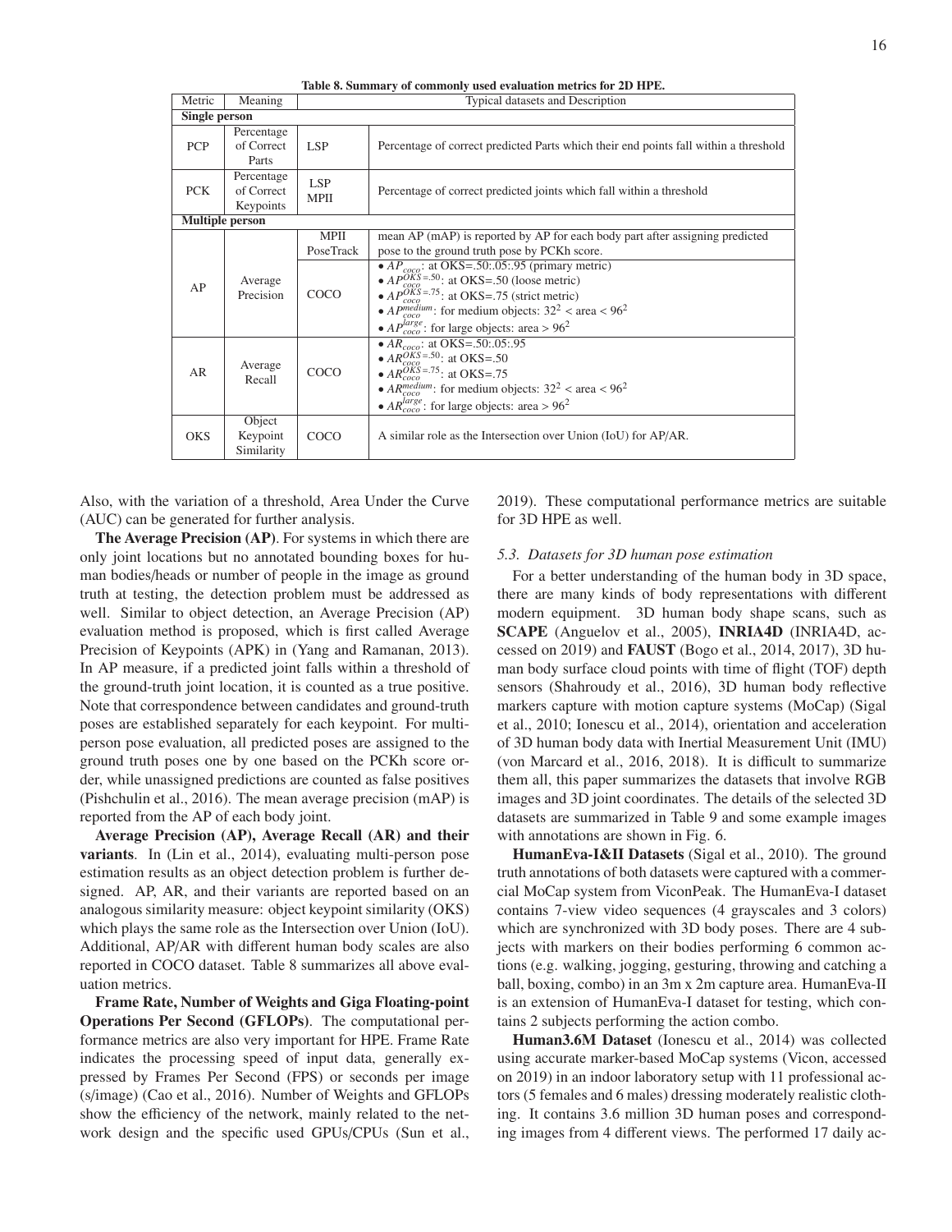**Table 8. Summary of commonly used evaluation metrics for 2D HPE.**

| Metric | Meaning | Typical datasets and Description | |
|---|---|---|---|
| **Single person** | | | |
| PCP | Percentage of Correct Parts | LSP | Percentage of correct predicted Parts which their end points fall within a threshold |
| PCK | Percentage of Correct Keypoints | LSP MPII | Percentage of correct predicted joints which fall within a threshold |
| **Multiple person** | | | |
| AP | Average Precision | MPII PoseTrack | mean AP (mAP) is reported by AP for each body part after assigning predicted pose to the ground truth pose by PCKh score. |
| | | COCO | • $AP_{coco}$: at OKS=.50:.05:.95 (primary metric) • $AP_{coco}^{OKS=.50}$: at OKS=.50 (loose metric) • $AP_{coco}^{OKS=.75}$: at OKS=.75 (strict metric) • $AP_{coco}^{medium}$: for medium objects: $32^2$ < area < $96^2$ • $AP_{coco}^{large}$: for large objects: area > $96^2$ |
| AR | Average Recall | COCO | • $AR_{coco}$: at OKS=.50:.05:.95 • $AR_{coco}^{OKS=.50}$: at OKS=.50 • $AR_{coco}^{OKS=.75}$: at OKS=.75 • $AR_{coco}^{medium}$: for medium objects: $32^2$ < area < $96^2$ • $AR_{coco}^{large}$: for large objects: area > $96^2$ |
| OKS | Object Keypoint Similarity | COCO | A similar role as the Intersection over Union (IoU) for AP/AR. |

Also, with the variation of a threshold, Area Under the Curve (AUC) can be generated for further analysis.

**The Average Precision (AP)**. For systems in which there are only joint locations but no annotated bounding boxes for human bodies/heads or number of people in the image as ground truth at testing, the detection problem must be addressed as well. Similar to object detection, an Average Precision (AP) evaluation method is proposed, which is first called Average Precision of Keypoints (APK) in (Yang and Ramanan, 2013). In AP measure, if a predicted joint falls within a threshold of the ground-truth joint location, it is counted as a true positive. Note that correspondence between candidates and ground-truth poses are established separately for each keypoint. For multi-person pose evaluation, all predicted poses are assigned to the ground truth poses one by one based on the PCKh score order, while unassigned predictions are counted as false positives (Pishchulin et al., 2016). The mean average precision (mAP) is reported from the AP of each body joint.

**Average Precision (AP), Average Recall (AR) and their variants**. In (Lin et al., 2014), evaluating multi-person pose estimation results as an object detection problem is further designed. AP, AR, and their variants are reported based on an analogous similarity measure: object keypoint similarity (OKS) which plays the same role as the Intersection over Union (IoU). Additional, AP/AR with different human body scales are also reported in COCO dataset. Table 8 summarizes all above evaluation metrics.

**Frame Rate, Number of Weights and Giga Floating-point Operations Per Second (GFLOPs)**. The computational performance metrics are also very important for HPE. Frame Rate indicates the processing speed of input data, generally expressed by Frames Per Second (FPS) or seconds per image (s/image) (Cao et al., 2016). Number of Weights and GFLOPs show the efficiency of the network, mainly related to the network design and the specific used GPUs/CPUs (Sun et al., 2019). These computational performance metrics are suitable for 3D HPE as well.

### *5.3. Datasets for 3D human pose estimation*

For a better understanding of the human body in 3D space, there are many kinds of body representations with different modern equipment. 3D human body shape scans, such as **SCAPE** (Anguelov et al., 2005), **INRIA4D** (INRIA4D, accessed on 2019) and **FAUST** (Bogo et al., 2014, 2017), 3D human body surface cloud points with time of flight (TOF) depth sensors (Shahroudy et al., 2016), 3D human body reflective markers capture with motion capture systems (MoCap) (Sigal et al., 2010; Ionescu et al., 2014), orientation and acceleration of 3D human body data with Inertial Measurement Unit (IMU) (von Marcard et al., 2016, 2018). It is difficult to summarize them all, this paper summarizes the datasets that involve RGB images and 3D joint coordinates. The details of the selected 3D datasets are summarized in Table 9 and some example images with annotations are shown in Fig. 6.

**HumanEva-I&II Datasets** (Sigal et al., 2010). The ground truth annotations of both datasets were captured with a commercial MoCap system from ViconPeak. The HumanEva-I dataset contains 7-view video sequences (4 grayscales and 3 colors) which are synchronized with 3D body poses. There are 4 subjects with markers on their bodies performing 6 common actions (e.g. walking, jogging, gesturing, throwing and catching a ball, boxing, combo) in an 3m x 2m capture area. HumanEva-II is an extension of HumanEva-I dataset for testing, which contains 2 subjects performing the action combo.

**Human3.6M Dataset** (Ionescu et al., 2014) was collected using accurate marker-based MoCap systems (Vicon, accessed on 2019) in an indoor laboratory setup with 11 professional actors (5 females and 6 males) dressing moderately realistic clothing. It contains 3.6 million 3D human poses and corresponding images from 4 different views. The performed 17 daily ac-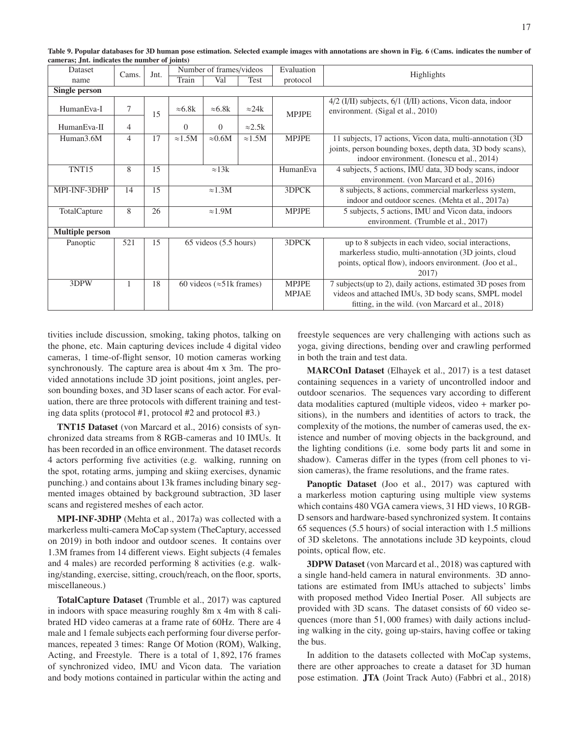**Table 9. Popular databases for 3D human pose estimation. Selected example images with annotations are shown in Fig. 6 (Cams. indicates the number of cameras; Jnt. indicates the number of joints)**

| Dataset name | Cams. | Jnt. | Number of frames/videos | | | Evaluation protocol | Highlights |
|---|---|---|---|---|---|---|---|
| | | | Train | Val | Test | | |
| **Single person** | | | | | | | |
| HumanEva-I | 7 | 15 | ≈6.8k | ≈6.8k | ≈24k | MPJPE | 4/2 (I/II) subjects, 6/1 (I/II) actions, Vicon data, indoor environment. (Sigal et al., 2010) |
| HumanEva-II | 4 | | 0 | 0 | ≈2.5k | | |
| Human3.6M | 4 | 17 | ≈1.5M | ≈0.6M | ≈1.5M | MPJPE | 11 subjects, 17 actions, Vicon data, multi-annotation (3D joints, person bounding boxes, depth data, 3D body scans), indoor environment. (Ionescu et al., 2014) |
| TNT15 | 8 | 15 | ≈13k | | | HumanEva | 4 subjects, 5 actions, IMU data, 3D body scans, indoor environment. (von Marcard et al., 2016) |
| MPI-INF-3DHP | 14 | 15 | ≈1.3M | | | 3DPCK | 8 subjects, 8 actions, commercial markerless system, indoor and outdoor scenes. (Mehta et al., 2017a) |
| TotalCapture | 8 | 26 | ≈1.9M | | | MPJPE | 5 subjects, 5 actions, IMU and Vicon data, indoors environment. (Trumble et al., 2017) |
| **Multiple person** | | | | | | | |
| Panoptic | 521 | 15 | 65 videos (5.5 hours) | | | 3DPCK | up to 8 subjects in each video, social interactions, markerless studio, multi-annotation (3D joints, cloud points, optical flow), indoors environment. (Joo et al., 2017) |
| 3DPW | 1 | 18 | 60 videos (≈51k frames) | | | MPJPE MPJAE | 7 subjects(up to 2), daily actions, estimated 3D poses from videos and attached IMUs, 3D body scans, SMPL model fitting, in the wild. (von Marcard et al., 2018) |

tivities include discussion, smoking, taking photos, talking on the phone, etc. Main capturing devices include 4 digital video cameras, 1 time-of-flight sensor, 10 motion cameras working synchronously. The capture area is about 4m x 3m. The provided annotations include 3D joint positions, joint angles, person bounding boxes, and 3D laser scans of each actor. For evaluation, there are three protocols with different training and testing data splits (protocol #1, protocol #2 and protocol #3.)

**TNT15 Dataset** (von Marcard et al., 2016) consists of synchronized data streams from 8 RGB-cameras and 10 IMUs. It has been recorded in an office environment. The dataset records 4 actors performing five activities (e.g. walking, running on the spot, rotating arms, jumping and skiing exercises, dynamic punching.) and contains about 13k frames including binary segmented images obtained by background subtraction, 3D laser scans and registered meshes of each actor.

**MPI-INF-3DHP** (Mehta et al., 2017a) was collected with a markerless multi-camera MoCap system (TheCaptury, accessed on 2019) in both indoor and outdoor scenes. It contains over 1.3M frames from 14 different views. Eight subjects (4 females and 4 males) are recorded performing 8 activities (e.g. walking/standing, exercise, sitting, crouch/reach, on the floor, sports, miscellaneous.)

**TotalCapture Dataset** (Trumble et al., 2017) was captured in indoors with space measuring roughly 8m x 4m with 8 calibrated HD video cameras at a frame rate of 60Hz. There are 4 male and 1 female subjects each performing four diverse performances, repeated 3 times: Range Of Motion (ROM), Walking, Acting, and Freestyle. There is a total of 1,892,176 frames of synchronized video, IMU and Vicon data. The variation and body motions contained in particular within the acting and freestyle sequences are very challenging with actions such as yoga, giving directions, bending over and crawling performed in both the train and test data.

**MARCOnI Dataset** (Elhayek et al., 2017) is a test dataset containing sequences in a variety of uncontrolled indoor and outdoor scenarios. The sequences vary according to different data modalities captured (multiple videos, video + marker positions), in the numbers and identities of actors to track, the complexity of the motions, the number of cameras used, the existence and number of moving objects in the background, and the lighting conditions (i.e. some body parts lit and some in shadow). Cameras differ in the types (from cell phones to vision cameras), the frame resolutions, and the frame rates.

**Panoptic Dataset** (Joo et al., 2017) was captured with a markerless motion capturing using multiple view systems which contains 480 VGA camera views, 31 HD views, 10 RGB-D sensors and hardware-based synchronized system. It contains 65 sequences (5.5 hours) of social interaction with 1.5 millions of 3D skeletons. The annotations include 3D keypoints, cloud points, optical flow, etc.

**3DPW Dataset** (von Marcard et al., 2018) was captured with a single hand-held camera in natural environments. 3D annotations are estimated from IMUs attached to subjects' limbs with proposed method Video Inertial Poser. All subjects are provided with 3D scans. The dataset consists of 60 video sequences (more than 51,000 frames) with daily actions including walking in the city, going up-stairs, having coffee or taking the bus.

In addition to the datasets collected with MoCap systems, there are other approaches to create a dataset for 3D human pose estimation. **JTA** (Joint Track Auto) (Fabbri et al., 2018)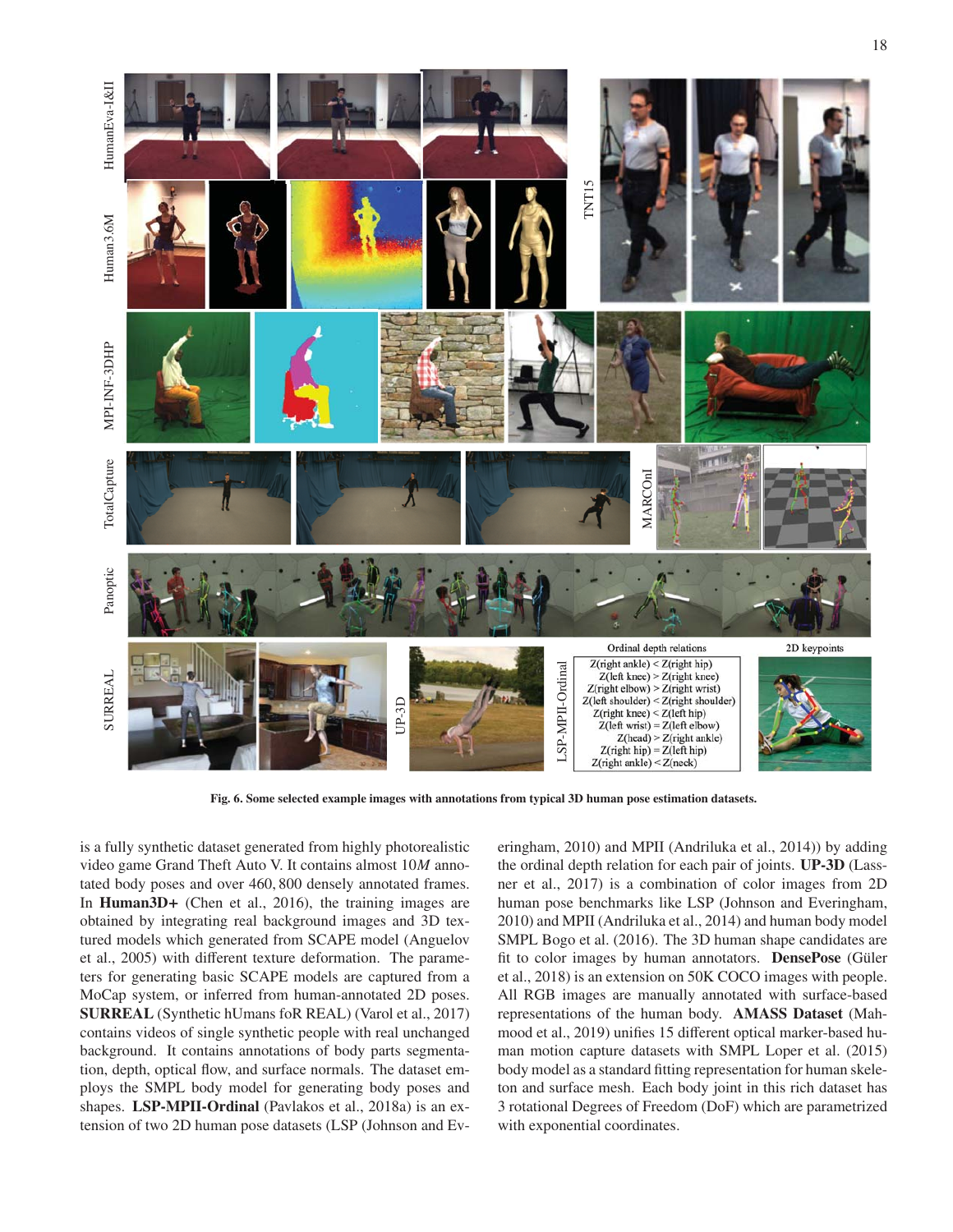Fig. 6. Some selected example images with annotations from typical 3D human pose estimation datasets.

is a fully synthetic dataset generated from highly photorealistic video game Grand Theft Auto V. It contains almost $10M$ annotated body poses and over 460,800 densely annotated frames. In **Human3D+** (Chen et al., 2016), the training images are obtained by integrating real background images and 3D textured models which generated from SCAPE model (Anguelov et al., 2005) with different texture deformation. The parameters for generating basic SCAPE models are captured from a MoCap system, or inferred from human-annotated 2D poses. **SURREAL** (Synthetic hUmans foR REAL) (Varol et al., 2017) contains videos of single synthetic people with real unchanged background. It contains annotations of body parts segmentation, depth, optical flow, and surface normals. The dataset employs the SMPL body model for generating body poses and shapes. **LSP-MPII-Ordinal** (Pavlakos et al., 2018a) is an extension of two 2D human pose datasets (LSP (Johnson and Everingham, 2010) and MPII (Andriluka et al., 2014)) by adding the ordinal depth relation for each pair of joints. **UP-3D** (Lassner et al., 2017) is a combination of color images from 2D human pose benchmarks like LSP (Johnson and Everingham, 2010) and MPII (Andriluka et al., 2014) and human body model SMPL Bogo et al. (2016). The 3D human shape candidates are fit to color images by human annotators. **DensePose** (Güler et al., 2018) is an extension on 50K COCO images with people. All RGB images are manually annotated with surface-based representations of the human body. **AMASS Dataset** (Mahmood et al., 2019) unifies 15 different optical marker-based human motion capture datasets with SMPL Loper et al. (2015) body model as a standard fitting representation for human skeleton and surface mesh. Each body joint in this rich dataset has 3 rotational Degrees of Freedom (DoF) which are parametrized with exponential coordinates.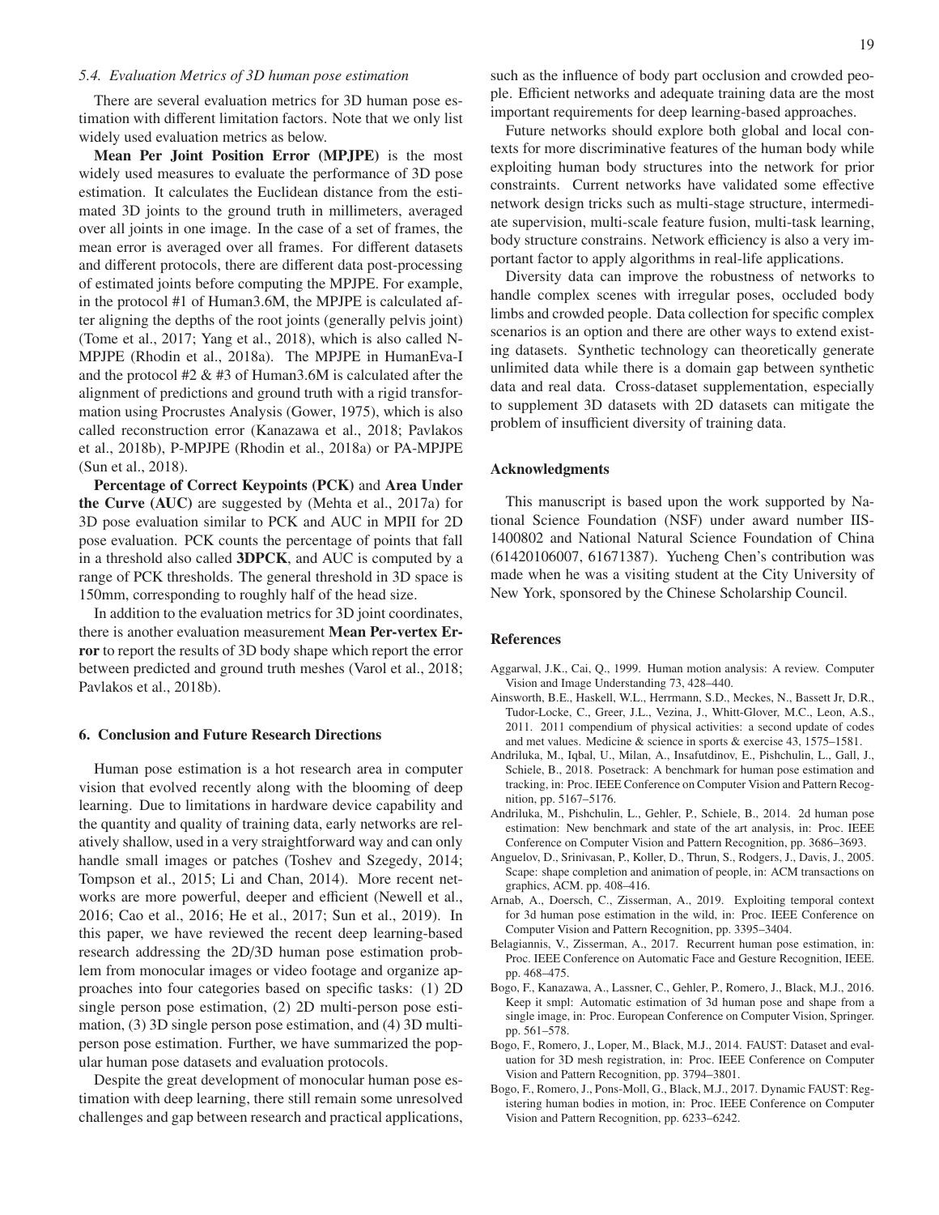### 5.4. Evaluation Metrics of 3D human pose estimation

There are several evaluation metrics for 3D human pose estimation with different limitation factors. Note that we only list widely used evaluation metrics as below.

**Mean Per Joint Position Error (MPJPE)** is the most widely used measures to evaluate the performance of 3D pose estimation. It calculates the Euclidean distance from the estimated 3D joints to the ground truth in millimeters, averaged over all joints in one image. In the case of a set of frames, the mean error is averaged over all frames. For different datasets and different protocols, there are different data post-processing of estimated joints before computing the MPJPE. For example, in the protocol #1 of Human3.6M, the MPJPE is calculated after aligning the depths of the root joints (generally pelvis joint) (Tome et al., 2017; Yang et al., 2018), which is also called N-MPJPE (Rhodin et al., 2018a). The MPJPE in HumanEva-I and the protocol #2 & #3 of Human3.6M is calculated after the alignment of predictions and ground truth with a rigid transformation using Procrustes Analysis (Gower, 1975), which is also called reconstruction error (Kanazawa et al., 2018; Pavlakos et al., 2018b), P-MPJPE (Rhodin et al., 2018a) or PA-MPJPE (Sun et al., 2018).

**Percentage of Correct Keypoints (PCK)** and **Area Under the Curve (AUC)** are suggested by (Mehta et al., 2017a) for 3D pose evaluation similar to PCK and AUC in MPII for 2D pose evaluation. PCK counts the percentage of points that fall in a threshold also called **3DPCK**, and AUC is computed by a range of PCK thresholds. The general threshold in 3D space is 150mm, corresponding to roughly half of the head size.

In addition to the evaluation metrics for 3D joint coordinates, there is another evaluation measurement **Mean Per-vertex Error** to report the results of 3D body shape which report the error between predicted and ground truth meshes (Varol et al., 2018; Pavlakos et al., 2018b).

## 6. Conclusion and Future Research Directions

Human pose estimation is a hot research area in computer vision that evolved recently along with the blooming of deep learning. Due to limitations in hardware device capability and the quantity and quality of training data, early networks are relatively shallow, used in a very straightforward way and can only handle small images or patches (Toshev and Szegedy, 2014; Tompson et al., 2015; Li and Chan, 2014). More recent networks are more powerful, deeper and efficient (Newell et al., 2016; Cao et al., 2016; He et al., 2017; Sun et al., 2019). In this paper, we have reviewed the recent deep learning-based research addressing the 2D/3D human pose estimation problem from monocular images or video footage and organize approaches into four categories based on specific tasks: (1) 2D single person pose estimation, (2) 2D multi-person pose estimation, (3) 3D single person pose estimation, and (4) 3D multi-person pose estimation. Further, we have summarized the popular human pose datasets and evaluation protocols.

Despite the great development of monocular human pose estimation with deep learning, there still remain some unresolved challenges and gap between research and practical applications, such as the influence of body part occlusion and crowded people. Efficient networks and adequate training data are the most important requirements for deep learning-based approaches.

Future networks should explore both global and local contexts for more discriminative features of the human body while exploiting human body structures into the network for prior constraints. Current networks have validated some effective network design tricks such as multi-stage structure, intermediate supervision, multi-scale feature fusion, multi-task learning, body structure constrains. Network efficiency is also a very important factor to apply algorithms in real-life applications.

Diversity data can improve the robustness of networks to handle complex scenes with irregular poses, occluded body limbs and crowded people. Data collection for specific complex scenarios is an option and there are other ways to extend existing datasets. Synthetic technology can theoretically generate unlimited data while there is a domain gap between synthetic data and real data. Cross-dataset supplementation, especially to supplement 3D datasets with 2D datasets can mitigate the problem of insufficient diversity of training data.

## Acknowledgments

This manuscript is based upon the work supported by National Science Foundation (NSF) under award number IIS-1400802 and National Natural Science Foundation of China (61420106007, 61671387). Yucheng Chen's contribution was made when he was a visiting student at the City University of New York, sponsored by the Chinese Scholarship Council.

## References

Aggarwal, J.K., Cai, Q., 1999. Human motion analysis: A review. Computer Vision and Image Understanding 73, 428–440.

Ainsworth, B.E., Haskell, W.L., Herrmann, S.D., Meckes, N., Bassett Jr, D.R., Tudor-Locke, C., Greer, J.L., Vezina, J., Whitt-Glover, M.C., Leon, A.S., 2011. 2011 compendium of physical activities: a second update of codes and met values. Medicine & science in sports & exercise 43, 1575–1581.

Andriluka, M., Iqbal, U., Milan, A., Insafutdinov, E., Pishchulin, L., Gall, J., Schiele, B., 2018. Posetrack: A benchmark for human pose estimation and tracking, in: Proc. IEEE Conference on Computer Vision and Pattern Recognition, pp. 5167–5176.

Andriluka, M., Pishchulin, L., Gehler, P., Schiele, B., 2014. 2d human pose estimation: New benchmark and state of the art analysis, in: Proc. IEEE Conference on Computer Vision and Pattern Recognition, pp. 3686–3693.

Anguelov, D., Srinivasan, P., Koller, D., Thrun, S., Rodgers, J., Davis, J., 2005. Scape: shape completion and animation of people, in: ACM transactions on graphics, ACM. pp. 408–416.

Arnab, A., Doersch, C., Zisserman, A., 2019. Exploiting temporal context for 3d human pose estimation in the wild, in: Proc. IEEE Conference on Computer Vision and Pattern Recognition, pp. 3395–3404.

Belagiannis, V., Zisserman, A., 2017. Recurrent human pose estimation, in: Proc. IEEE Conference on Automatic Face and Gesture Recognition, IEEE. pp. 468–475.

Bogo, F., Kanazawa, A., Lassner, C., Gehler, P., Romero, J., Black, M.J., 2016. Keep it smpl: Automatic estimation of 3d human pose and shape from a single image, in: Proc. European Conference on Computer Vision, Springer. pp. 561–578.

Bogo, F., Romero, J., Loper, M., Black, M.J., 2014. FAUST: Dataset and evaluation for 3D mesh registration, in: Proc. IEEE Conference on Computer Vision and Pattern Recognition, pp. 3794–3801.

Bogo, F., Romero, J., Pons-Moll, G., Black, M.J., 2017. Dynamic FAUST: Registering human bodies in motion, in: Proc. IEEE Conference on Computer Vision and Pattern Recognition, pp. 6233–6242.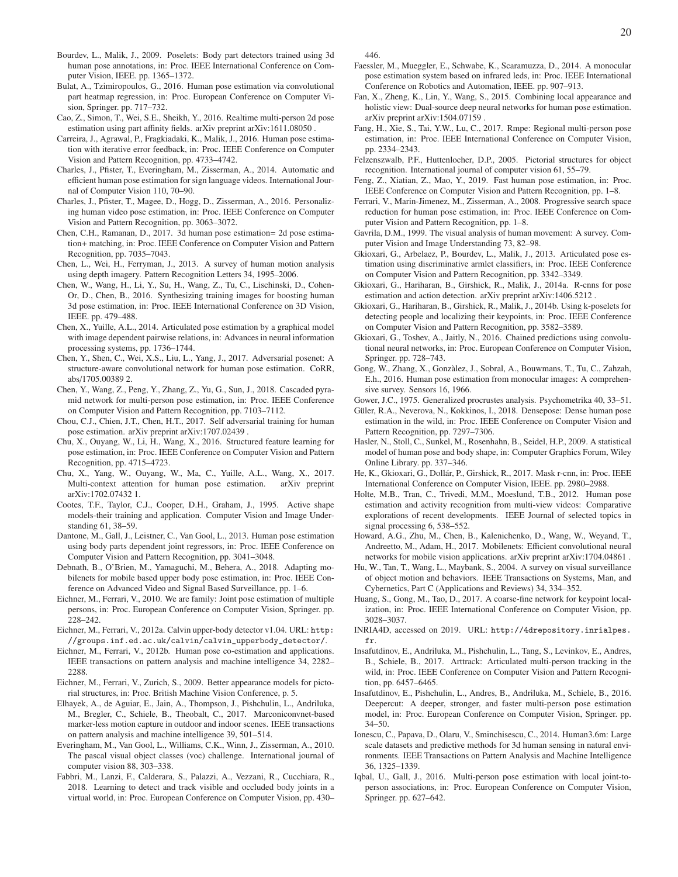Bourdev, L., Malik, J., 2009. Poselets: Body part detectors trained using 3d human pose annotations, in: Proc. IEEE International Conference on Computer Vision, IEEE. pp. 1365–1372.

Bulat, A., Tzimiropoulos, G., 2016. Human pose estimation via convolutional part heatmap regression, in: Proc. European Conference on Computer Vision, Springer. pp. 717–732.

Cao, Z., Simon, T., Wei, S.E., Sheikh, Y., 2016. Realtime multi-person 2d pose estimation using part affinity fields. arXiv preprint arXiv:1611.08050 .

Carreira, J., Agrawal, P., Fragkiadaki, K., Malik, J., 2016. Human pose estimation with iterative error feedback, in: Proc. IEEE Conference on Computer Vision and Pattern Recognition, pp. 4733–4742.

Charles, J., Pfister, T., Everingham, M., Zisserman, A., 2014. Automatic and efficient human pose estimation for sign language videos. International Journal of Computer Vision 110, 70–90.

Charles, J., Pfister, T., Magee, D., Hogg, D., Zisserman, A., 2016. Personalizing human video pose estimation, in: Proc. IEEE Conference on Computer Vision and Pattern Recognition, pp. 3063–3072.

Chen, C.H., Ramanan, D., 2017. 3d human pose estimation= 2d pose estimation+ matching, in: Proc. IEEE Conference on Computer Vision and Pattern Recognition, pp. 7035–7043.

Chen, L., Wei, H., Ferryman, J., 2013. A survey of human motion analysis using depth imagery. Pattern Recognition Letters 34, 1995–2006.

Chen, W., Wang, H., Li, Y., Su, H., Wang, Z., Tu, C., Lischinski, D., Cohen-Or, D., Chen, B., 2016. Synthesizing training images for boosting human 3d pose estimation, in: Proc. IEEE International Conference on 3D Vision, IEEE. pp. 479–488.

Chen, X., Yuille, A.L., 2014. Articulated pose estimation by a graphical model with image dependent pairwise relations, in: Advances in neural information processing systems, pp. 1736–1744.

Chen, Y., Shen, C., Wei, X.S., Liu, L., Yang, J., 2017. Adversarial posenet: A structure-aware convolutional network for human pose estimation. CoRR, abs/1705.00389 2.

Chen, Y., Wang, Z., Peng, Y., Zhang, Z., Yu, G., Sun, J., 2018. Cascaded pyramid network for multi-person pose estimation, in: Proc. IEEE Conference on Computer Vision and Pattern Recognition, pp. 7103–7112.

Chou, C.J., Chien, J.T., Chen, H.T., 2017. Self adversarial training for human pose estimation. arXiv preprint arXiv:1707.02439 .

Chu, X., Ouyang, W., Li, H., Wang, X., 2016. Structured feature learning for pose estimation, in: Proc. IEEE Conference on Computer Vision and Pattern Recognition, pp. 4715–4723.

Chu, X., Yang, W., Ouyang, W., Ma, C., Yuille, A.L., Wang, X., 2017. Multi-context attention for human pose estimation. arXiv preprint arXiv:1702.07432 1.

Cootes, T.F., Taylor, C.J., Cooper, D.H., Graham, J., 1995. Active shape models-their training and application. Computer Vision and Image Understanding 61, 38–59.

Dantone, M., Gall, J., Leistner, C., Van Gool, L., 2013. Human pose estimation using body parts dependent joint regressors, in: Proc. IEEE Conference on Computer Vision and Pattern Recognition, pp. 3041–3048.

Debnath, B., O'Brien, M., Yamaguchi, M., Behera, A., 2018. Adapting mobilenets for mobile based upper body pose estimation, in: Proc. IEEE Conference on Advanced Video and Signal Based Surveillance, pp. 1–6.

Eichner, M., Ferrari, V., 2010. We are family: Joint pose estimation of multiple persons, in: Proc. European Conference on Computer Vision, Springer. pp. 228–242.

Eichner, M., Ferrari, V., 2012a. Calvin upper-body detector v1.04. URL: http://groups.inf.ed.ac.uk/calvin/calvin_upperbody_detector/.

Eichner, M., Ferrari, V., 2012b. Human pose co-estimation and applications. IEEE transactions on pattern analysis and machine intelligence 34, 2282–2288.

Eichner, M., Ferrari, V., Zurich, S., 2009. Better appearance models for pictorial structures, in: Proc. British Machine Vision Conference, p. 5.

Elhayek, A., de Aguiar, E., Jain, A., Thompson, J., Pishchulin, L., Andriluka, M., Bregler, C., Schiele, B., Theobalt, C., 2017. Marconiconvnet-based marker-less motion capture in outdoor and indoor scenes. IEEE transactions on pattern analysis and machine intelligence 39, 501–514.

Everingham, M., Van Gool, L., Williams, C.K., Winn, J., Zisserman, A., 2010. The pascal visual object classes (voc) challenge. International journal of computer vision 88, 303–338.

Fabbri, M., Lanzi, F., Calderara, S., Palazzi, A., Vezzani, R., Cucchiara, R., 2018. Learning to detect and track visible and occluded body joints in a virtual world, in: Proc. European Conference on Computer Vision, pp. 430–446.

Faessler, M., Mueggler, E., Schwabe, K., Scaramuzza, D., 2014. A monocular pose estimation system based on infrared leds, in: Proc. IEEE International Conference on Robotics and Automation, IEEE. pp. 907–913.

Fan, X., Zheng, K., Lin, Y., Wang, S., 2015. Combining local appearance and holistic view: Dual-source deep neural networks for human pose estimation. arXiv preprint arXiv:1504.07159 .

Fang, H., Xie, S., Tai, Y.W., Lu, C., 2017. Rmpe: Regional multi-person pose estimation, in: Proc. IEEE International Conference on Computer Vision, pp. 2334–2343.

Felzenszwalb, P.F., Huttenlocher, D.P., 2005. Pictorial structures for object recognition. International journal of computer vision 61, 55–79.

Feng, Z., Xiatian, Z., Mao, Y., 2019. Fast human pose estimation, in: Proc. IEEE Conference on Computer Vision and Pattern Recognition, pp. 1–8.

Ferrari, V., Marin-Jimenez, M., Zisserman, A., 2008. Progressive search space reduction for human pose estimation, in: Proc. IEEE Conference on Computer Vision and Pattern Recognition, pp. 1–8.

Gavrila, D.M., 1999. The visual analysis of human movement: A survey. Computer Vision and Image Understanding 73, 82–98.

Gkioxari, G., Arbelaez, P., Bourdev, L., Malik, J., 2013. Articulated pose estimation using discriminative armlet classifiers, in: Proc. IEEE Conference on Computer Vision and Pattern Recognition, pp. 3342–3349.

Gkioxari, G., Hariharan, B., Girshick, R., Malik, J., 2014a. R-cnns for pose estimation and action detection. arXiv preprint arXiv:1406.5212 .

Gkioxari, G., Hariharan, B., Girshick, R., Malik, J., 2014b. Using k-poselets for detecting people and localizing their keypoints, in: Proc. IEEE Conference on Computer Vision and Pattern Recognition, pp. 3582–3589.

Gkioxari, G., Toshev, A., Jaitly, N., 2016. Chained predictions using convolutional neural networks, in: Proc. European Conference on Computer Vision, Springer. pp. 728–743.

Gong, W., Zhang, X., Gonzàlez, J., Sobral, A., Bouwmans, T., Tu, C., Zahzah, E.h., 2016. Human pose estimation from monocular images: A comprehensive survey. Sensors 16, 1966.

Gower, J.C., 1975. Generalized procrustes analysis. Psychometrika 40, 33–51.

Güler, R.A., Neverova, N., Kokkinos, I., 2018. Densepose: Dense human pose estimation in the wild, in: Proc. IEEE Conference on Computer Vision and Pattern Recognition, pp. 7297–7306.

Hasler, N., Stoll, C., Sunkel, M., Rosenhahn, B., Seidel, H.P., 2009. A statistical model of human pose and body shape, in: Computer Graphics Forum, Wiley Online Library. pp. 337–346.

He, K., Gkioxari, G., Dollár, P., Girshick, R., 2017. Mask r-cnn, in: Proc. IEEE International Conference on Computer Vision, IEEE. pp. 2980–2988.

Holte, M.B., Tran, C., Trivedi, M.M., Moeslund, T.B., 2012. Human pose estimation and activity recognition from multi-view videos: Comparative explorations of recent developments. IEEE Journal of selected topics in signal processing 6, 538–552.

Howard, A.G., Zhu, M., Chen, B., Kalenichenko, D., Wang, W., Weyand, T., Andreetto, M., Adam, H., 2017. Mobilenets: Efficient convolutional neural networks for mobile vision applications. arXiv preprint arXiv:1704.04861 .

Hu, W., Tan, T., Wang, L., Maybank, S., 2004. A survey on visual surveillance of object motion and behaviors. IEEE Transactions on Systems, Man, and Cybernetics, Part C (Applications and Reviews) 34, 334–352.

Huang, S., Gong, M., Tao, D., 2017. A coarse-fine network for keypoint localization, in: Proc. IEEE International Conference on Computer Vision, pp. 3028–3037.

INRIA4D, accessed on 2019. URL: http://4drepository.inrialpes.fr.

Insafutdinov, E., Andriluka, M., Pishchulin, L., Tang, S., Levinkov, E., Andres, B., Schiele, B., 2017. Arttrack: Articulated multi-person tracking in the wild, in: Proc. IEEE Conference on Computer Vision and Pattern Recognition, pp. 6457–6465.

Insafutdinov, E., Pishchulin, L., Andres, B., Andriluka, M., Schiele, B., 2016. Deepercut: A deeper, stronger, and faster multi-person pose estimation model, in: Proc. European Conference on Computer Vision, Springer. pp. 34–50.

Ionescu, C., Papava, D., Olaru, V., Sminchisescu, C., 2014. Human3.6m: Large scale datasets and predictive methods for 3d human sensing in natural environments. IEEE Transactions on Pattern Analysis and Machine Intelligence 36, 1325–1339.

Iqbal, U., Gall, J., 2016. Multi-person pose estimation with local joint-to-person associations, in: Proc. European Conference on Computer Vision, Springer. pp. 627–642.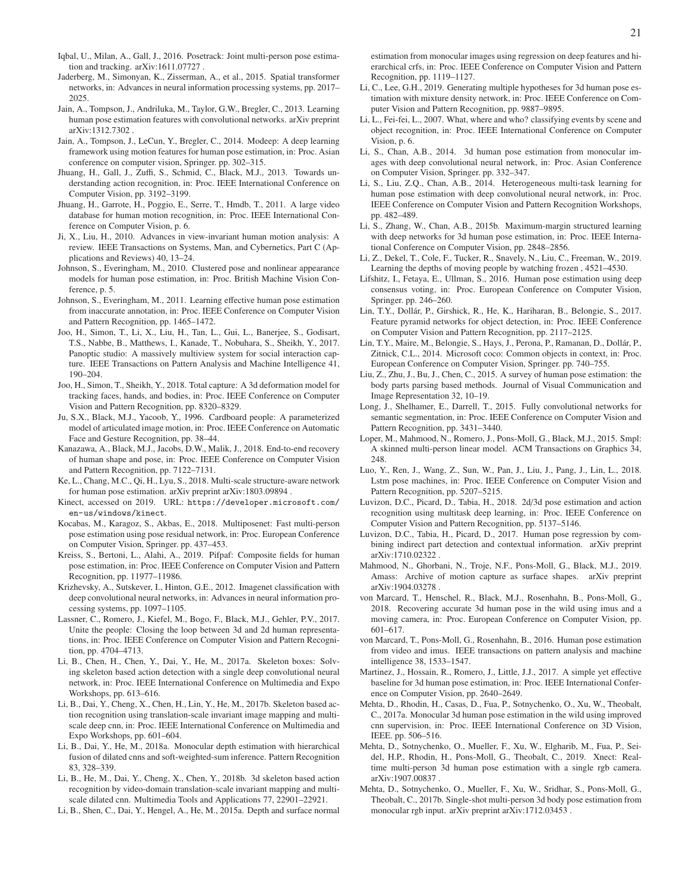Iqbal, U., Milan, A., Gall, J., 2016. Posetrack: Joint multi-person pose estimation and tracking. arXiv:1611.07727 .

Jaderberg, M., Simonyan, K., Zisserman, A., et al., 2015. Spatial transformer networks, in: Advances in neural information processing systems, pp. 2017–2025.

Jain, A., Tompson, J., Andriluka, M., Taylor, G.W., Bregler, C., 2013. Learning human pose estimation features with convolutional networks. arXiv preprint arXiv:1312.7302 .

Jain, A., Tompson, J., LeCun, Y., Bregler, C., 2014. Modeep: A deep learning framework using motion features for human pose estimation, in: Proc. Asian conference on computer vision, Springer. pp. 302–315.

Jhuang, H., Gall, J., Zuffi, S., Schmid, C., Black, M.J., 2013. Towards understanding action recognition, in: Proc. IEEE International Conference on Computer Vision, pp. 3192–3199.

Jhuang, H., Garrote, H., Poggio, E., Serre, T., Hmdb, T., 2011. A large video database for human motion recognition, in: Proc. IEEE International Conference on Computer Vision, p. 6.

Ji, X., Liu, H., 2010. Advances in view-invariant human motion analysis: A review. IEEE Transactions on Systems, Man, and Cybernetics, Part C (Applications and Reviews) 40, 13–24.

Johnson, S., Everingham, M., 2010. Clustered pose and nonlinear appearance models for human pose estimation, in: Proc. British Machine Vision Conference, p. 5.

Johnson, S., Everingham, M., 2011. Learning effective human pose estimation from inaccurate annotation, in: Proc. IEEE Conference on Computer Vision and Pattern Recognition, pp. 1465–1472.

Joo, H., Simon, T., Li, X., Liu, H., Tan, L., Gui, L., Banerjee, S., Godisart, T.S., Nabbe, B., Matthews, I., Kanade, T., Nobuhara, S., Sheikh, Y., 2017. Panoptic studio: A massively multiview system for social interaction capture. IEEE Transactions on Pattern Analysis and Machine Intelligence 41, 190–204.

Joo, H., Simon, T., Sheikh, Y., 2018. Total capture: A 3d deformation model for tracking faces, hands, and bodies, in: Proc. IEEE Conference on Computer Vision and Pattern Recognition, pp. 8320–8329.

Ju, S.X., Black, M.J., Yacoob, Y., 1996. Cardboard people: A parameterized model of articulated image motion, in: Proc. IEEE Conference on Automatic Face and Gesture Recognition, pp. 38–44.

Kanazawa, A., Black, M.J., Jacobs, D.W., Malik, J., 2018. End-to-end recovery of human shape and pose, in: Proc. IEEE Conference on Computer Vision and Pattern Recognition, pp. 7122–7131.

Ke, L., Chang, M.C., Qi, H., Lyu, S., 2018. Multi-scale structure-aware network for human pose estimation. arXiv preprint arXiv:1803.09894 .

Kinect, accessed on 2019. URL: https://developer.microsoft.com/en-us/windows/kinect.

Kocabas, M., Karagoz, S., Akbas, E., 2018. Multiposenet: Fast multi-person pose estimation using pose residual network, in: Proc. European Conference on Computer Vision, Springer. pp. 437–453.

Kreiss, S., Bertoni, L., Alahi, A., 2019. Pifpaf: Composite fields for human pose estimation, in: Proc. IEEE Conference on Computer Vision and Pattern Recognition, pp. 11977–11986.

Krizhevsky, A., Sutskever, I., Hinton, G.E., 2012. Imagenet classification with deep convolutional neural networks, in: Advances in neural information processing systems, pp. 1097–1105.

Lassner, C., Romero, J., Kiefel, M., Bogo, F., Black, M.J., Gehler, P.V., 2017. Unite the people: Closing the loop between 3d and 2d human representations, in: Proc. IEEE Conference on Computer Vision and Pattern Recognition, pp. 4704–4713.

Li, B., Chen, H., Chen, Y., Dai, Y., He, M., 2017a. Skeleton boxes: Solving skeleton based action detection with a single deep convolutional neural network, in: Proc. IEEE International Conference on Multimedia and Expo Workshops, pp. 613–616.

Li, B., Dai, Y., Cheng, X., Chen, H., Lin, Y., He, M., 2017b. Skeleton based action recognition using translation-scale invariant image mapping and multi-scale deep cnn, in: Proc. IEEE International Conference on Multimedia and Expo Workshops, pp. 601–604.

Li, B., Dai, Y., He, M., 2018a. Monocular depth estimation with hierarchical fusion of dilated cnns and soft-weighted-sum inference. Pattern Recognition 83, 328–339.

Li, B., He, M., Dai, Y., Cheng, X., Chen, Y., 2018b. 3d skeleton based action recognition by video-domain translation-scale invariant mapping and multi-scale dilated cnn. Multimedia Tools and Applications 77, 22901–22921.

Li, B., Shen, C., Dai, Y., Hengel, A., He, M., 2015a. Depth and surface normal estimation from monocular images using regression on deep features and hierarchical crfs, in: Proc. IEEE Conference on Computer Vision and Pattern Recognition, pp. 1119–1127.

Li, C., Lee, G.H., 2019. Generating multiple hypotheses for 3d human pose estimation with mixture density network, in: Proc. IEEE Conference on Computer Vision and Pattern Recognition, pp. 9887–9895.

Li, L., Fei-fei, L., 2007. What, where and who? classifying events by scene and object recognition, in: Proc. IEEE International Conference on Computer Vision, p. 6.

Li, S., Chan, A.B., 2014. 3d human pose estimation from monocular images with deep convolutional neural network, in: Proc. Asian Conference on Computer Vision, Springer. pp. 332–347.

Li, S., Liu, Z.Q., Chan, A.B., 2014. Heterogeneous multi-task learning for human pose estimation with deep convolutional neural network, in: Proc. IEEE Conference on Computer Vision and Pattern Recognition Workshops, pp. 482–489.

Li, S., Zhang, W., Chan, A.B., 2015b. Maximum-margin structured learning with deep networks for 3d human pose estimation, in: Proc. IEEE International Conference on Computer Vision, pp. 2848–2856.

Li, Z., Dekel, T., Cole, F., Tucker, R., Snavely, N., Liu, C., Freeman, W., 2019. Learning the depths of moving people by watching frozen , 4521–4530.

Lifshitz, I., Fetaya, E., Ullman, S., 2016. Human pose estimation using deep consensus voting, in: Proc. European Conference on Computer Vision, Springer. pp. 246–260.

Lin, T.Y., Dollár, P., Girshick, R., He, K., Hariharan, B., Belongie, S., 2017. Feature pyramid networks for object detection, in: Proc. IEEE Conference on Computer Vision and Pattern Recognition, pp. 2117–2125.

Lin, T.Y., Maire, M., Belongie, S., Hays, J., Perona, P., Ramanan, D., Dollár, P., Zitnick, C.L., 2014. Microsoft coco: Common objects in context, in: Proc. European Conference on Computer Vision, Springer. pp. 740–755.

Liu, Z., Zhu, J., Bu, J., Chen, C., 2015. A survey of human pose estimation: the body parts parsing based methods. Journal of Visual Communication and Image Representation 32, 10–19.

Long, J., Shelhamer, E., Darrell, T., 2015. Fully convolutional networks for semantic segmentation, in: Proc. IEEE Conference on Computer Vision and Pattern Recognition, pp. 3431–3440.

Loper, M., Mahmood, N., Romero, J., Pons-Moll, G., Black, M.J., 2015. Smpl: A skinned multi-person linear model. ACM Transactions on Graphics 34, 248.

Luo, Y., Ren, J., Wang, Z., Sun, W., Pan, J., Liu, J., Pang, J., Lin, L., 2018. Lstm pose machines, in: Proc. IEEE Conference on Computer Vision and Pattern Recognition, pp. 5207–5215.

Luvizon, D.C., Picard, D., Tabia, H., 2018. 2d/3d pose estimation and action recognition using multitask deep learning, in: Proc. IEEE Conference on Computer Vision and Pattern Recognition, pp. 5137–5146.

Luvizon, D.C., Tabia, H., Picard, D., 2017. Human pose regression by combining indirect part detection and contextual information. arXiv preprint arXiv:1710.02322 .

Mahmood, N., Ghorbani, N., Troje, N.F., Pons-Moll, G., Black, M.J., 2019. Amass: Archive of motion capture as surface shapes. arXiv preprint arXiv:1904.03278 .

von Marcard, T., Henschel, R., Black, M.J., Rosenhahn, B., Pons-Moll, G., 2018. Recovering accurate 3d human pose in the wild using imus and a moving camera, in: Proc. European Conference on Computer Vision, pp. 601–617.

von Marcard, T., Pons-Moll, G., Rosenhahn, B., 2016. Human pose estimation from video and imus. IEEE transactions on pattern analysis and machine intelligence 38, 1533–1547.

Martinez, J., Hossain, R., Romero, J., Little, J.J., 2017. A simple yet effective baseline for 3d human pose estimation, in: Proc. IEEE International Conference on Computer Vision, pp. 2640–2649.

Mehta, D., Rhodin, H., Casas, D., Fua, P., Sotnychenko, O., Xu, W., Theobalt, C., 2017a. Monocular 3d human pose estimation in the wild using improved cnn supervision, in: Proc. IEEE International Conference on 3D Vision, IEEE. pp. 506–516.

Mehta, D., Sotnychenko, O., Mueller, F., Xu, W., Elgharib, M., Fua, P., Seidel, H.P., Rhodin, H., Pons-Moll, G., Theobalt, C., 2019. Xnect: Real-time multi-person 3d human pose estimation with a single rgb camera. arXiv:1907.00837 .

Mehta, D., Sotnychenko, O., Mueller, F., Xu, W., Sridhar, S., Pons-Moll, G., Theobalt, C., 2017b. Single-shot multi-person 3d body pose estimation from monocular rgb input. arXiv preprint arXiv:1712.03453 .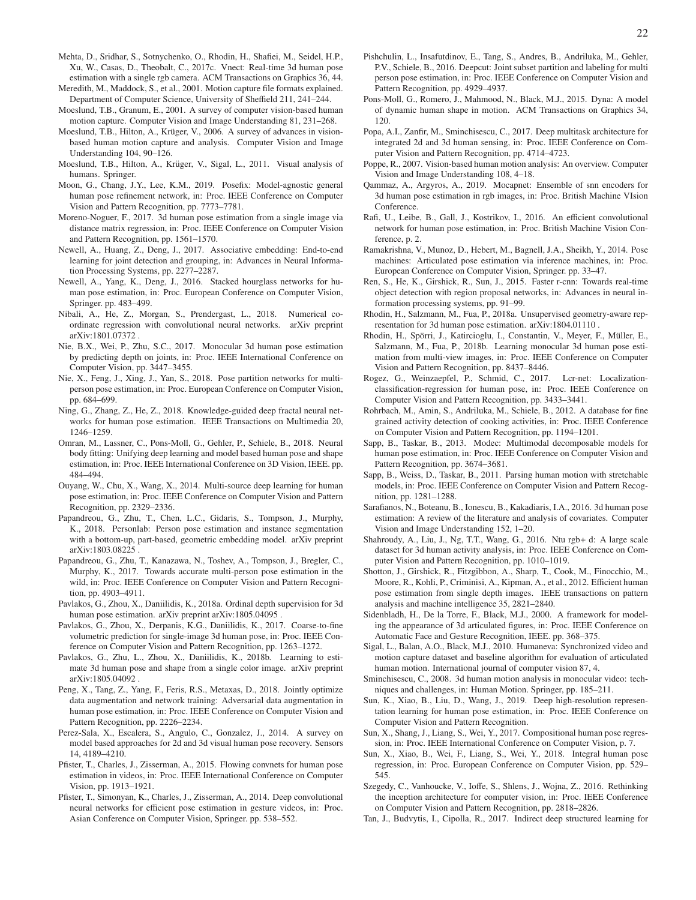Mehta, D., Sridhar, S., Sotnychenko, O., Rhodin, H., Shafiei, M., Seidel, H.P., Xu, W., Casas, D., Theobalt, C., 2017c. Vnect: Real-time 3d human pose estimation with a single rgb camera. ACM Transactions on Graphics 36, 44.

Meredith, M., Maddock, S., et al., 2001. Motion capture file formats explained. Department of Computer Science, University of Sheffield 211, 241–244.

Moeslund, T.B., Granum, E., 2001. A survey of computer vision-based human motion capture. Computer Vision and Image Understanding 81, 231–268.

Moeslund, T.B., Hilton, A., Krüger, V., 2006. A survey of advances in vision-based human motion capture and analysis. Computer Vision and Image Understanding 104, 90–126.

Moeslund, T.B., Hilton, A., Krüger, V., Sigal, L., 2011. Visual analysis of humans. Springer.

Moon, G., Chang, J.Y., Lee, K.M., 2019. Posefix: Model-agnostic general human pose refinement network, in: Proc. IEEE Conference on Computer Vision and Pattern Recognition, pp. 7773–7781.

Moreno-Noguer, F., 2017. 3d human pose estimation from a single image via distance matrix regression, in: Proc. IEEE Conference on Computer Vision and Pattern Recognition, pp. 1561–1570.

Newell, A., Huang, Z., Deng, J., 2017. Associative embedding: End-to-end learning for joint detection and grouping, in: Advances in Neural Information Processing Systems, pp. 2277–2287.

Newell, A., Yang, K., Deng, J., 2016. Stacked hourglass networks for human pose estimation, in: Proc. European Conference on Computer Vision, Springer. pp. 483–499.

Nibali, A., He, Z., Morgan, S., Prendergast, L., 2018. Numerical coordinate regression with convolutional neural networks. arXiv preprint arXiv:1801.07372 .

Nie, B.X., Wei, P., Zhu, S.C., 2017. Monocular 3d human pose estimation by predicting depth on joints, in: Proc. IEEE International Conference on Computer Vision, pp. 3447–3455.

Nie, X., Feng, J., Xing, J., Yan, S., 2018. Pose partition networks for multi-person pose estimation, in: Proc. European Conference on Computer Vision, pp. 684–699.

Ning, G., Zhang, Z., He, Z., 2018. Knowledge-guided deep fractal neural networks for human pose estimation. IEEE Transactions on Multimedia 20, 1246–1259.

Omran, M., Lassner, C., Pons-Moll, G., Gehler, P., Schiele, B., 2018. Neural body fitting: Unifying deep learning and model based human pose and shape estimation, in: Proc. IEEE International Conference on 3D Vision, IEEE. pp. 484–494.

Ouyang, W., Chu, X., Wang, X., 2014. Multi-source deep learning for human pose estimation, in: Proc. IEEE Conference on Computer Vision and Pattern Recognition, pp. 2329–2336.

Papandreou, G., Zhu, T., Chen, L.C., Gidaris, S., Tompson, J., Murphy, K., 2018. Personlab: Person pose estimation and instance segmentation with a bottom-up, part-based, geometric embedding model. arXiv preprint arXiv:1803.08225 .

Papandreou, G., Zhu, T., Kanazawa, N., Toshev, A., Tompson, J., Bregler, C., Murphy, K., 2017. Towards accurate multi-person pose estimation in the wild, in: Proc. IEEE Conference on Computer Vision and Pattern Recognition, pp. 4903–4911.

Pavlakos, G., Zhou, X., Daniilidis, K., 2018a. Ordinal depth supervision for 3d human pose estimation. arXiv preprint arXiv:1805.04095 .

Pavlakos, G., Zhou, X., Derpanis, K.G., Daniilidis, K., 2017. Coarse-to-fine volumetric prediction for single-image 3d human pose, in: Proc. IEEE Conference on Computer Vision and Pattern Recognition, pp. 1263–1272.

Pavlakos, G., Zhu, L., Zhou, X., Daniilidis, K., 2018b. Learning to estimate 3d human pose and shape from a single color image. arXiv preprint arXiv:1805.04092 .

Peng, X., Tang, Z., Yang, F., Feris, R.S., Metaxas, D., 2018. Jointly optimize data augmentation and network training: Adversarial data augmentation in human pose estimation, in: Proc. IEEE Conference on Computer Vision and Pattern Recognition, pp. 2226–2234.

Perez-Sala, X., Escalera, S., Angulo, C., Gonzalez, J., 2014. A survey on model based approaches for 2d and 3d visual human pose recovery. Sensors 14, 4189–4210.

Pfister, T., Charles, J., Zisserman, A., 2015. Flowing convnets for human pose estimation in videos, in: Proc. IEEE International Conference on Computer Vision, pp. 1913–1921.

Pfister, T., Simonyan, K., Charles, J., Zisserman, A., 2014. Deep convolutional neural networks for efficient pose estimation in gesture videos, in: Proc. Asian Conference on Computer Vision, Springer. pp. 538–552.

Pishchulin, L., Insafutdinov, E., Tang, S., Andres, B., Andriluka, M., Gehler, P.V., Schiele, B., 2016. Deepcut: Joint subset partition and labeling for multi person pose estimation, in: Proc. IEEE Conference on Computer Vision and Pattern Recognition, pp. 4929–4937.

Pons-Moll, G., Romero, J., Mahmood, N., Black, M.J., 2015. Dyna: A model of dynamic human shape in motion. ACM Transactions on Graphics 34, 120.

Popa, A.I., Zanfir, M., Sminchisescu, C., 2017. Deep multitask architecture for integrated 2d and 3d human sensing, in: Proc. IEEE Conference on Computer Vision and Pattern Recognition, pp. 4714–4723.

Poppe, R., 2007. Vision-based human motion analysis: An overview. Computer Vision and Image Understanding 108, 4–18.

Qammaz, A., Argyros, A., 2019. Mocapnet: Ensemble of snn encoders for 3d human pose estimation in rgb images, in: Proc. British Machine VIsion Conference.

Rafi, U., Leibe, B., Gall, J., Kostrikov, I., 2016. An efficient convolutional network for human pose estimation, in: Proc. British Machine Vision Conference, p. 2.

Ramakrishna, V., Munoz, D., Hebert, M., Bagnell, J.A., Sheikh, Y., 2014. Pose machines: Articulated pose estimation via inference machines, in: Proc. European Conference on Computer Vision, Springer. pp. 33–47.

Ren, S., He, K., Girshick, R., Sun, J., 2015. Faster r-cnn: Towards real-time object detection with region proposal networks, in: Advances in neural information processing systems, pp. 91–99.

Rhodin, H., Salzmann, M., Fua, P., 2018a. Unsupervised geometry-aware representation for 3d human pose estimation. arXiv:1804.01110 .

Rhodin, H., Spörri, J., Katircioglu, I., Constantin, V., Meyer, F., Müller, E., Salzmann, M., Fua, P., 2018b. Learning monocular 3d human pose estimation from multi-view images, in: Proc. IEEE Conference on Computer Vision and Pattern Recognition, pp. 8437–8446.

Rogez, G., Weinzaepfel, P., Schmid, C., 2017. Lcr-net: Localization-classification-regression for human pose, in: Proc. IEEE Conference on Computer Vision and Pattern Recognition, pp. 3433–3441.

Rohrbach, M., Amin, S., Andriluka, M., Schiele, B., 2012. A database for fine grained activity detection of cooking activities, in: Proc. IEEE Conference on Computer Vision and Pattern Recognition, pp. 1194–1201.

Sapp, B., Taskar, B., 2013. Modec: Multimodal decomposable models for human pose estimation, in: Proc. IEEE Conference on Computer Vision and Pattern Recognition, pp. 3674–3681.

Sapp, B., Weiss, D., Taskar, B., 2011. Parsing human motion with stretchable models, in: Proc. IEEE Conference on Computer Vision and Pattern Recognition, pp. 1281–1288.

Sarafianos, N., Boteanu, B., Ionescu, B., Kakadiaris, I.A., 2016. 3d human pose estimation: A review of the literature and analysis of covariates. Computer Vision and Image Understanding 152, 1–20.

Shahroudy, A., Liu, J., Ng, T.T., Wang, G., 2016. Ntu rgb+ d: A large scale dataset for 3d human activity analysis, in: Proc. IEEE Conference on Computer Vision and Pattern Recognition, pp. 1010–1019.

Shotton, J., Girshick, R., Fitzgibbon, A., Sharp, T., Cook, M., Finocchio, M., Moore, R., Kohli, P., Criminisi, A., Kipman, A., et al., 2012. Efficient human pose estimation from single depth images. IEEE transactions on pattern analysis and machine intelligence 35, 2821–2840.

Sidenbladh, H., De la Torre, F., Black, M.J., 2000. A framework for modeling the appearance of 3d articulated figures, in: Proc. IEEE Conference on Automatic Face and Gesture Recognition, IEEE. pp. 368–375.

Sigal, L., Balan, A.O., Black, M.J., 2010. Humaneva: Synchronized video and motion capture dataset and baseline algorithm for evaluation of articulated human motion. International journal of computer vision 87, 4.

Sminchisescu, C., 2008. 3d human motion analysis in monocular video: techniques and challenges, in: Human Motion. Springer, pp. 185–211.

Sun, K., Xiao, B., Liu, D., Wang, J., 2019. Deep high-resolution representation learning for human pose estimation, in: Proc. IEEE Conference on Computer Vision and Pattern Recognition.

Sun, X., Shang, J., Liang, S., Wei, Y., 2017. Compositional human pose regression, in: Proc. IEEE International Conference on Computer Vision, p. 7.

Sun, X., Xiao, B., Wei, F., Liang, S., Wei, Y., 2018. Integral human pose regression, in: Proc. European Conference on Computer Vision, pp. 529–545.

Szegedy, C., Vanhoucke, V., Ioffe, S., Shlens, J., Wojna, Z., 2016. Rethinking the inception architecture for computer vision, in: Proc. IEEE Conference on Computer Vision and Pattern Recognition, pp. 2818–2826.

Tan, J., Budvytis, I., Cipolla, R., 2017. Indirect deep structured learning for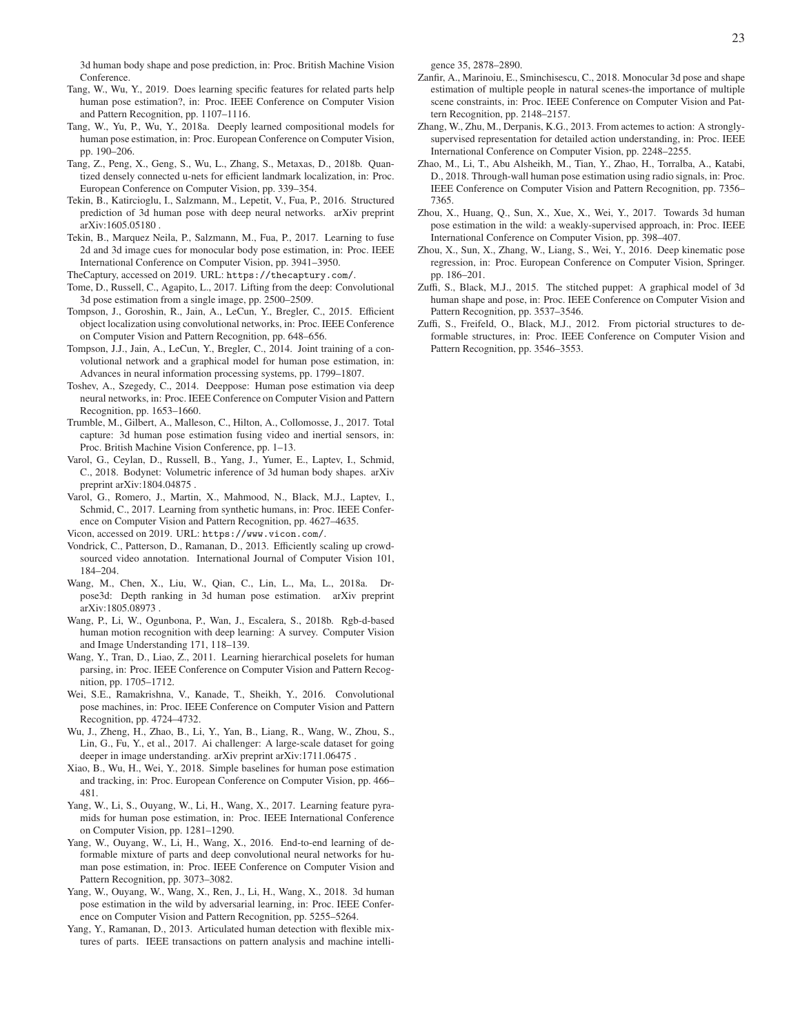3d human body shape and pose prediction, in: Proc. British Machine Vision Conference.

Tang, W., Wu, Y., 2019. Does learning specific features for related parts help human pose estimation?, in: Proc. IEEE Conference on Computer Vision and Pattern Recognition, pp. 1107–1116.

Tang, W., Yu, P., Wu, Y., 2018a. Deeply learned compositional models for human pose estimation, in: Proc. European Conference on Computer Vision, pp. 190–206.

Tang, Z., Peng, X., Geng, S., Wu, L., Zhang, S., Metaxas, D., 2018b. Quantized densely connected u-nets for efficient landmark localization, in: Proc. European Conference on Computer Vision, pp. 339–354.

Tekin, B., Katircioglu, I., Salzmann, M., Lepetit, V., Fua, P., 2016. Structured prediction of 3d human pose with deep neural networks. arXiv preprint arXiv:1605.05180 .

Tekin, B., Marquez Neila, P., Salzmann, M., Fua, P., 2017. Learning to fuse 2d and 3d image cues for monocular body pose estimation, in: Proc. IEEE International Conference on Computer Vision, pp. 3941–3950.

TheCaptury, accessed on 2019. URL: `https://thecaptury.com/`.

Tome, D., Russell, C., Agapito, L., 2017. Lifting from the deep: Convolutional 3d pose estimation from a single image, pp. 2500–2509.

Tompson, J., Goroshin, R., Jain, A., LeCun, Y., Bregler, C., 2015. Efficient object localization using convolutional networks, in: Proc. IEEE Conference on Computer Vision and Pattern Recognition, pp. 648–656.

Tompson, J.J., Jain, A., LeCun, Y., Bregler, C., 2014. Joint training of a convolutional network and a graphical model for human pose estimation, in: Advances in neural information processing systems, pp. 1799–1807.

Toshev, A., Szegedy, C., 2014. Deeppose: Human pose estimation via deep neural networks, in: Proc. IEEE Conference on Computer Vision and Pattern Recognition, pp. 1653–1660.

Trumble, M., Gilbert, A., Malleson, C., Hilton, A., Collomosse, J., 2017. Total capture: 3d human pose estimation fusing video and inertial sensors, in: Proc. British Machine Vision Conference, pp. 1–13.

Varol, G., Ceylan, D., Russell, B., Yang, J., Yumer, E., Laptev, I., Schmid, C., 2018. Bodynet: Volumetric inference of 3d human body shapes. arXiv preprint arXiv:1804.04875 .

Varol, G., Romero, J., Martin, X., Mahmood, N., Black, M.J., Laptev, I., Schmid, C., 2017. Learning from synthetic humans, in: Proc. IEEE Conference on Computer Vision and Pattern Recognition, pp. 4627–4635.

Vicon, accessed on 2019. URL: `https://www.vicon.com/`.

Vondrick, C., Patterson, D., Ramanan, D., 2013. Efficiently scaling up crowdsourced video annotation. International Journal of Computer Vision 101, 184–204.

Wang, M., Chen, X., Liu, W., Qian, C., Lin, L., Ma, L., 2018a. Drpose3d: Depth ranking in 3d human pose estimation. arXiv preprint arXiv:1805.08973 .

Wang, P., Li, W., Ogunbona, P., Wan, J., Escalera, S., 2018b. Rgb-d-based human motion recognition with deep learning: A survey. Computer Vision and Image Understanding 171, 118–139.

Wang, Y., Tran, D., Liao, Z., 2011. Learning hierarchical poselets for human parsing, in: Proc. IEEE Conference on Computer Vision and Pattern Recognition, pp. 1705–1712.

Wei, S.E., Ramakrishna, V., Kanade, T., Sheikh, Y., 2016. Convolutional pose machines, in: Proc. IEEE Conference on Computer Vision and Pattern Recognition, pp. 4724–4732.

Wu, J., Zheng, H., Zhao, B., Li, Y., Yan, B., Liang, R., Wang, W., Zhou, S., Lin, G., Fu, Y., et al., 2017. Ai challenger: A large-scale dataset for going deeper in image understanding. arXiv preprint arXiv:1711.06475 .

Xiao, B., Wu, H., Wei, Y., 2018. Simple baselines for human pose estimation and tracking, in: Proc. European Conference on Computer Vision, pp. 466–481.

Yang, W., Li, S., Ouyang, W., Li, H., Wang, X., 2017. Learning feature pyramids for human pose estimation, in: Proc. IEEE International Conference on Computer Vision, pp. 1281–1290.

Yang, W., Ouyang, W., Li, H., Wang, X., 2016. End-to-end learning of deformable mixture of parts and deep convolutional neural networks for human pose estimation, in: Proc. IEEE Conference on Computer Vision and Pattern Recognition, pp. 3073–3082.

Yang, W., Ouyang, W., Wang, X., Ren, J., Li, H., Wang, X., 2018. 3d human pose estimation in the wild by adversarial learning, in: Proc. IEEE Conference on Computer Vision and Pattern Recognition, pp. 5255–5264.

Yang, Y., Ramanan, D., 2013. Articulated human detection with flexible mixtures of parts. IEEE transactions on pattern analysis and machine intelligence 35, 2878–2890.

Zanfir, A., Marinoiu, E., Sminchisescu, C., 2018. Monocular 3d pose and shape estimation of multiple people in natural scenes-the importance of multiple scene constraints, in: Proc. IEEE Conference on Computer Vision and Pattern Recognition, pp. 2148–2157.

Zhang, W., Zhu, M., Derpanis, K.G., 2013. From actemes to action: A strongly-supervised representation for detailed action understanding, in: Proc. IEEE International Conference on Computer Vision, pp. 2248–2255.

Zhao, M., Li, T., Abu Alsheikh, M., Tian, Y., Zhao, H., Torralba, A., Katabi, D., 2018. Through-wall human pose estimation using radio signals, in: Proc. IEEE Conference on Computer Vision and Pattern Recognition, pp. 7356–7365.

Zhou, X., Huang, Q., Sun, X., Xue, X., Wei, Y., 2017. Towards 3d human pose estimation in the wild: a weakly-supervised approach, in: Proc. IEEE International Conference on Computer Vision, pp. 398–407.

Zhou, X., Sun, X., Zhang, W., Liang, S., Wei, Y., 2016. Deep kinematic pose regression, in: Proc. European Conference on Computer Vision, Springer. pp. 186–201.

Zuffi, S., Black, M.J., 2015. The stitched puppet: A graphical model of 3d human shape and pose, in: Proc. IEEE Conference on Computer Vision and Pattern Recognition, pp. 3537–3546.

Zuffi, S., Freifeld, O., Black, M.J., 2012. From pictorial structures to deformable structures, in: Proc. IEEE Conference on Computer Vision and Pattern Recognition, pp. 3546–3553.